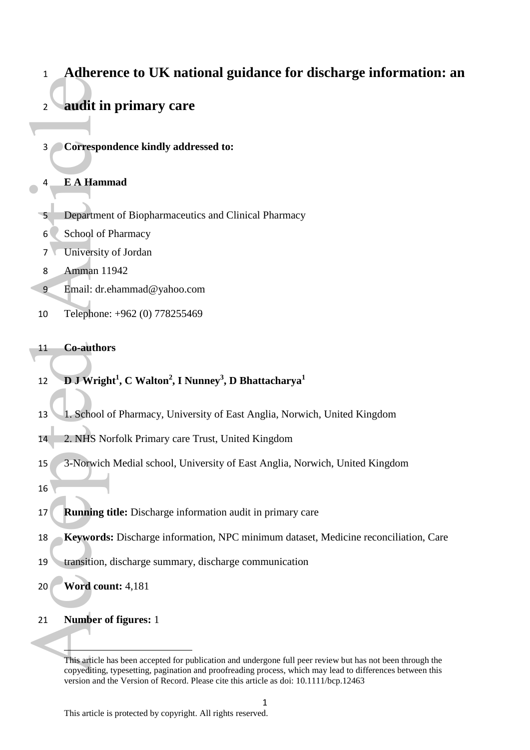# Adherence to UK national guidance for discharge information: an audit in primary care

**Correspondence kindly addressed to:**

**E A Hammad**

Department of Biopharmaceutics and Clinical Pharmacy
School of Pharmacy
University of Jordan
Amman 11942
Email: dr.ehammad@yahoo.com
Telephone: +962 (0) 778255469

**Co-authors**

**D J Wright[1], C Walton[2], I Nunney[3], D Bhattacharya[1]**

1. School of Pharmacy, University of East Anglia, Norwich, United Kingdom
2. NHS Norfolk Primary care Trust, United Kingdom
3-Norwich Medial school, University of East Anglia, Norwich, United Kingdom

**Running title:** Discharge information audit in primary care

**Keywords:** Discharge information, NPC minimum dataset, Medicine reconciliation, Care transition, discharge summary, discharge communication

**Word count:** 4,181

**Number of figures:** 1

This article has been accepted for publication and undergone full peer review but has not been through the copyediting, typesetting, pagination and proofreading process, which may lead to differences between this version and the Version of Record. Please cite this article as doi: 10.1111/bcp.12463

This article is protected by copyright. All rights reserved.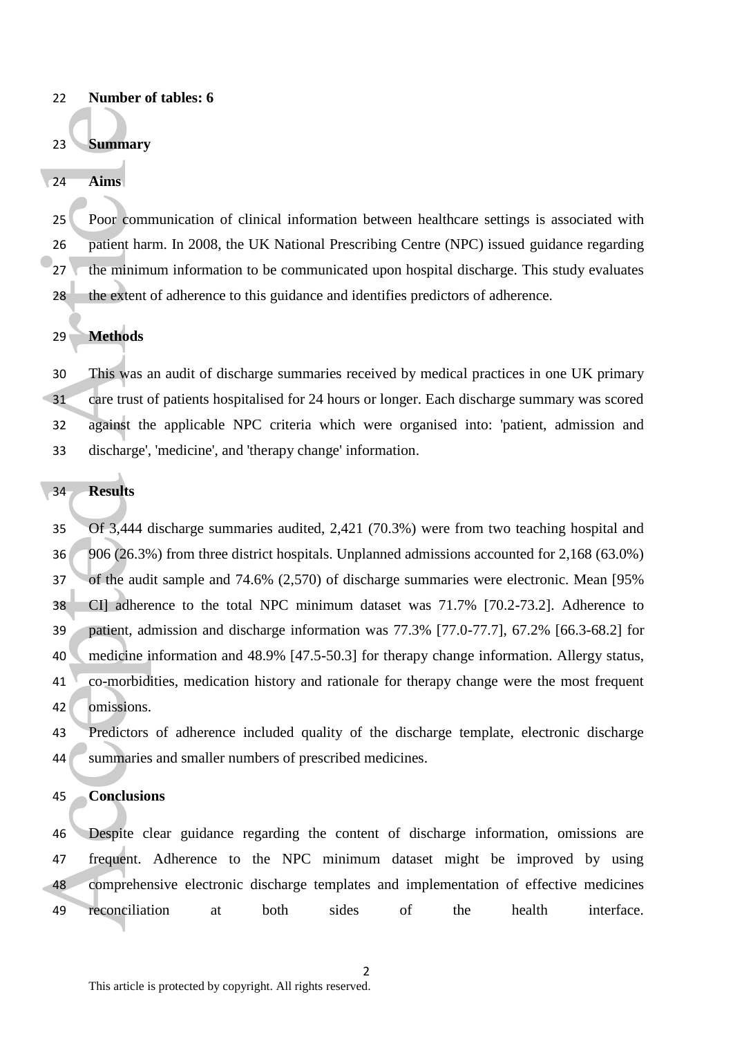**Number of tables: 6**

## Summary

### Aims

Poor communication of clinical information between healthcare settings is associated with patient harm. In 2008, the UK National Prescribing Centre (NPC) issued guidance regarding the minimum information to be communicated upon hospital discharge. This study evaluates the extent of adherence to this guidance and identifies predictors of adherence.

### Methods

This was an audit of discharge summaries received by medical practices in one UK primary care trust of patients hospitalised for 24 hours or longer. Each discharge summary was scored against the applicable NPC criteria which were organised into: 'patient, admission and discharge', 'medicine', and 'therapy change' information.

### Results

Of 3,444 discharge summaries audited, 2,421 (70.3%) were from two teaching hospital and 906 (26.3%) from three district hospitals. Unplanned admissions accounted for 2,168 (63.0%) of the audit sample and 74.6% (2,570) of discharge summaries were electronic. Mean [95% CI] adherence to the total NPC minimum dataset was 71.7% [70.2-73.2]. Adherence to patient, admission and discharge information was 77.3% [77.0-77.7], 67.2% [66.3-68.2] for medicine information and 48.9% [47.5-50.3] for therapy change information. Allergy status, co-morbidities, medication history and rationale for therapy change were the most frequent omissions.

Predictors of adherence included quality of the discharge template, electronic discharge summaries and smaller numbers of prescribed medicines.

### Conclusions

Despite clear guidance regarding the content of discharge information, omissions are frequent. Adherence to the NPC minimum dataset might be improved by using comprehensive electronic discharge templates and implementation of effective medicines reconciliation at both sides of the health interface.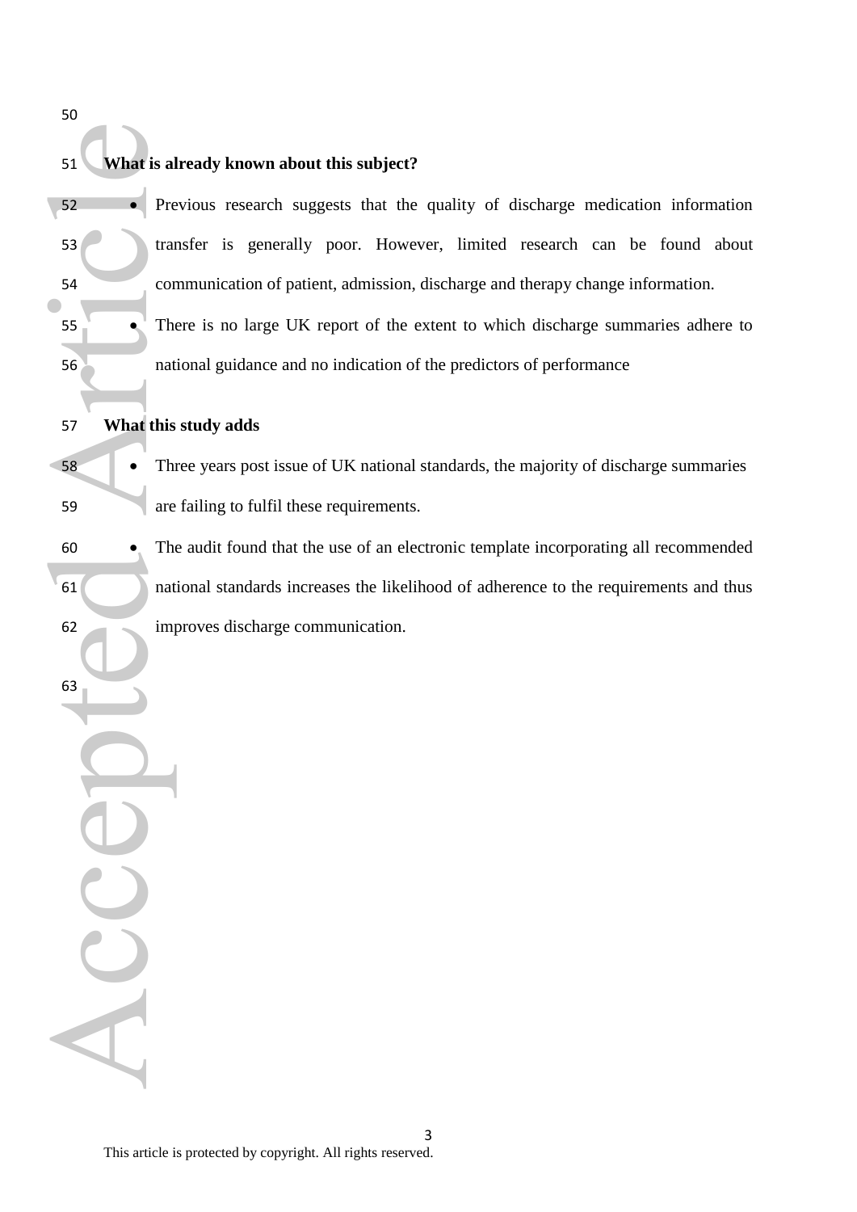**What is already known about this subject?**

- Previous research suggests that the quality of discharge medication information transfer is generally poor. However, limited research can be found about communication of patient, admission, discharge and therapy change information.
- There is no large UK report of the extent to which discharge summaries adhere to national guidance and no indication of the predictors of performance

**What this study adds**

- Three years post issue of UK national standards, the majority of discharge summaries are failing to fulfil these requirements.
- The audit found that the use of an electronic template incorporating all recommended national standards increases the likelihood of adherence to the requirements and thus improves discharge communication.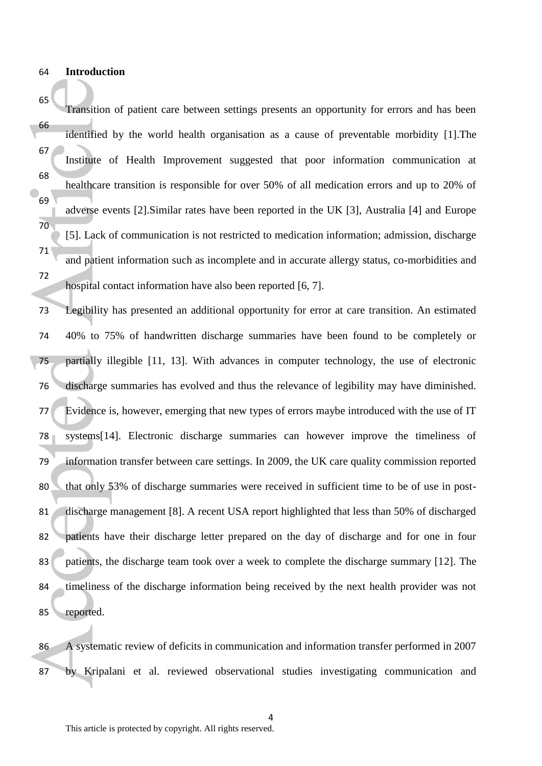## Introduction

Transition of patient care between settings presents an opportunity for errors and has been identified by the world health organisation as a cause of preventable morbidity [1].The Institute of Health Improvement suggested that poor information communication at healthcare transition is responsible for over 50% of all medication errors and up to 20% of adverse events [2].Similar rates have been reported in the UK [3], Australia [4] and Europe [5]. Lack of communication is not restricted to medication information; admission, discharge and patient information such as incomplete and in accurate allergy status, co-morbidities and hospital contact information have also been reported [6, 7].

Legibility has presented an additional opportunity for error at care transition. An estimated 40% to 75% of handwritten discharge summaries have been found to be completely or partially illegible [11, 13]. With advances in computer technology, the use of electronic discharge summaries has evolved and thus the relevance of legibility may have diminished. Evidence is, however, emerging that new types of errors maybe introduced with the use of IT systems[14]. Electronic discharge summaries can however improve the timeliness of information transfer between care settings. In 2009, the UK care quality commission reported that only 53% of discharge summaries were received in sufficient time to be of use in post-discharge management [8]. A recent USA report highlighted that less than 50% of discharged patients have their discharge letter prepared on the day of discharge and for one in four patients, the discharge team took over a week to complete the discharge summary [12]. The timeliness of the discharge information being received by the next health provider was not reported.

A systematic review of deficits in communication and information transfer performed in 2007 by Kripalani et al. reviewed observational studies investigating communication and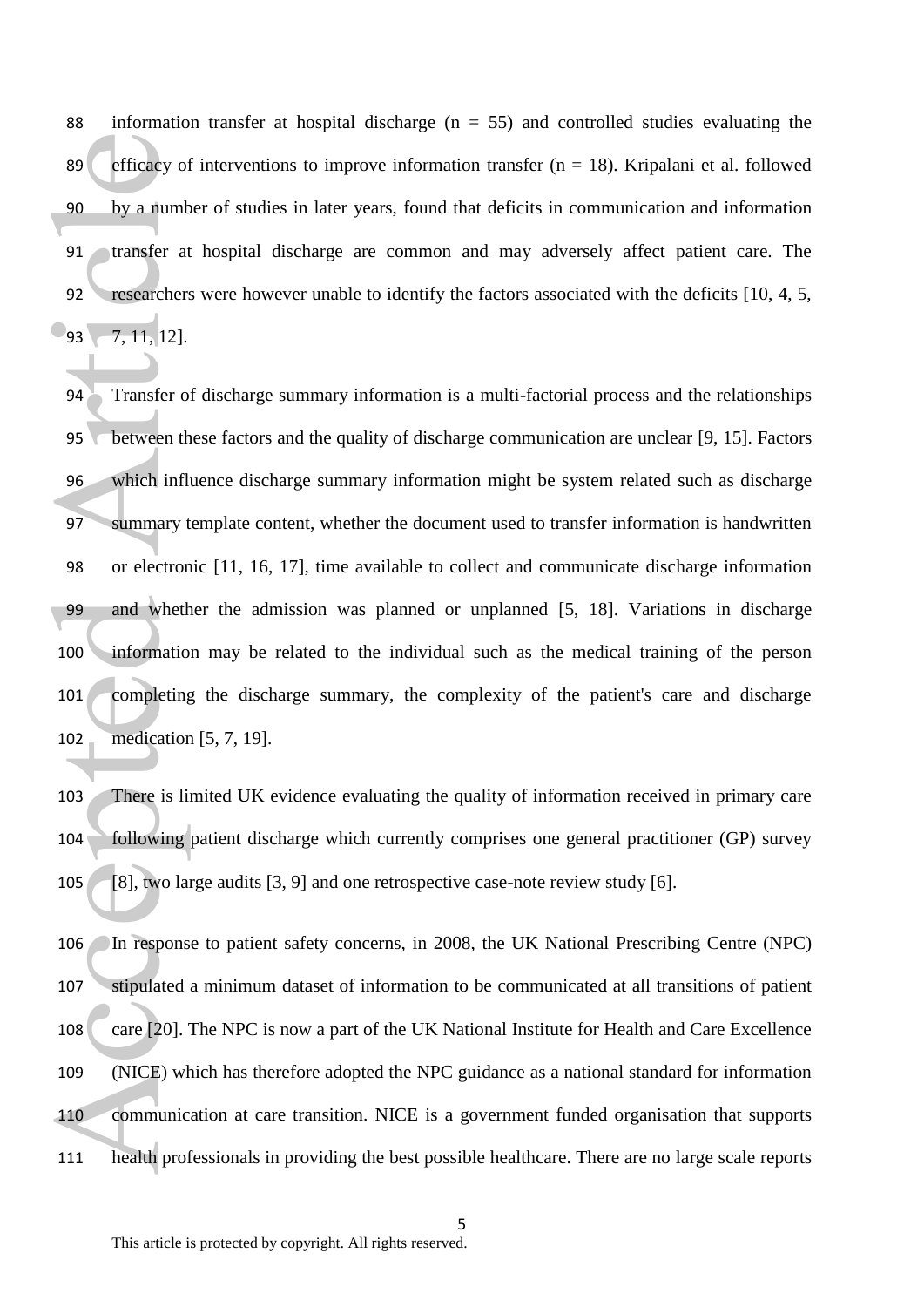information transfer at hospital discharge (n = 55) and controlled studies evaluating the efficacy of interventions to improve information transfer (n = 18). Kripalani et al. followed by a number of studies in later years, found that deficits in communication and information transfer at hospital discharge are common and may adversely affect patient care. The researchers were however unable to identify the factors associated with the deficits [10, 4, 5, 7, 11, 12].

Transfer of discharge summary information is a multi-factorial process and the relationships between these factors and the quality of discharge communication are unclear [9, 15]. Factors which influence discharge summary information might be system related such as discharge summary template content, whether the document used to transfer information is handwritten or electronic [11, 16, 17], time available to collect and communicate discharge information and whether the admission was planned or unplanned [5, 18]. Variations in discharge information may be related to the individual such as the medical training of the person completing the discharge summary, the complexity of the patient's care and discharge medication [5, 7, 19].

There is limited UK evidence evaluating the quality of information received in primary care following patient discharge which currently comprises one general practitioner (GP) survey [8], two large audits [3, 9] and one retrospective case-note review study [6].

In response to patient safety concerns, in 2008, the UK National Prescribing Centre (NPC) stipulated a minimum dataset of information to be communicated at all transitions of patient care [20]. The NPC is now a part of the UK National Institute for Health and Care Excellence (NICE) which has therefore adopted the NPC guidance as a national standard for information communication at care transition. NICE is a government funded organisation that supports health professionals in providing the best possible healthcare. There are no large scale reports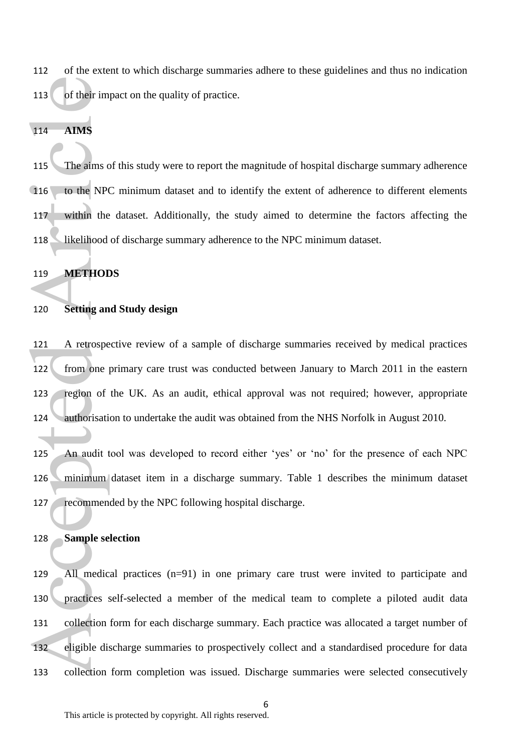of the extent to which discharge summaries adhere to these guidelines and thus no indication of their impact on the quality of practice.

## AIMS

The aims of this study were to report the magnitude of hospital discharge summary adherence to the NPC minimum dataset and to identify the extent of adherence to different elements within the dataset. Additionally, the study aimed to determine the factors affecting the likelihood of discharge summary adherence to the NPC minimum dataset.

## METHODS

### Setting and Study design

A retrospective review of a sample of discharge summaries received by medical practices from one primary care trust was conducted between January to March 2011 in the eastern region of the UK. As an audit, ethical approval was not required; however, appropriate authorisation to undertake the audit was obtained from the NHS Norfolk in August 2010.

An audit tool was developed to record either 'yes' or 'no' for the presence of each NPC minimum dataset item in a discharge summary. Table 1 describes the minimum dataset recommended by the NPC following hospital discharge.

### Sample selection

All medical practices (n=91) in one primary care trust were invited to participate and practices self-selected a member of the medical team to complete a piloted audit data collection form for each discharge summary. Each practice was allocated a target number of eligible discharge summaries to prospectively collect and a standardised procedure for data collection form completion was issued. Discharge summaries were selected consecutively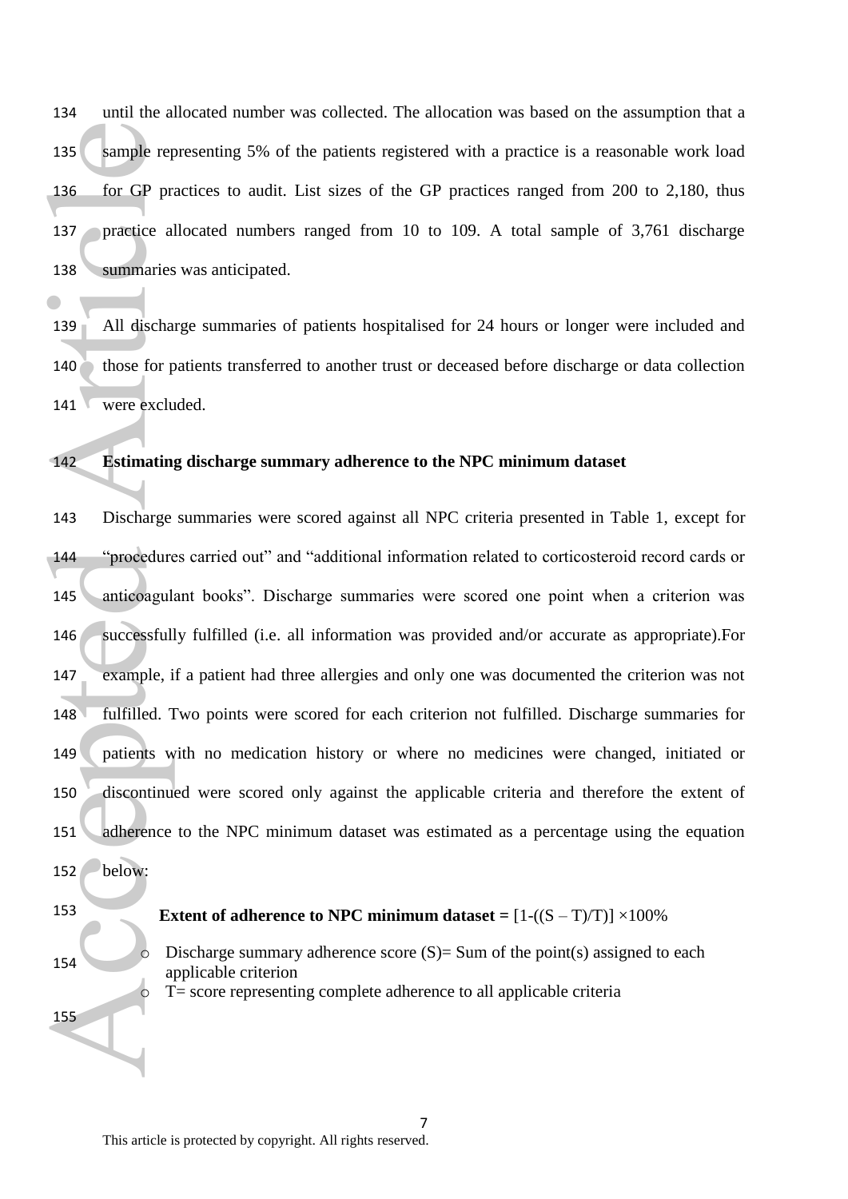until the allocated number was collected. The allocation was based on the assumption that a sample representing 5% of the patients registered with a practice is a reasonable work load for GP practices to audit. List sizes of the GP practices ranged from 200 to 2,180, thus practice allocated numbers ranged from 10 to 109. A total sample of 3,761 discharge summaries was anticipated.

All discharge summaries of patients hospitalised for 24 hours or longer were included and those for patients transferred to another trust or deceased before discharge or data collection were excluded.

**Estimating discharge summary adherence to the NPC minimum dataset**

Discharge summaries were scored against all NPC criteria presented in Table 1, except for "procedures carried out" and "additional information related to corticosteroid record cards or anticoagulant books". Discharge summaries were scored one point when a criterion was successfully fulfilled (i.e. all information was provided and/or accurate as appropriate).For example, if a patient had three allergies and only one was documented the criterion was not fulfilled. Two points were scored for each criterion not fulfilled. Discharge summaries for patients with no medication history or where no medicines were changed, initiated or discontinued were scored only against the applicable criteria and therefore the extent of adherence to the NPC minimum dataset was estimated as a percentage using the equation below:

$$\textbf{Extent of adherence to NPC minimum dataset} = [1-((S - T)/T)] \times 100\%$$

- Discharge summary adherence score (S)= Sum of the point(s) assigned to each applicable criterion
- T= score representing complete adherence to all applicable criteria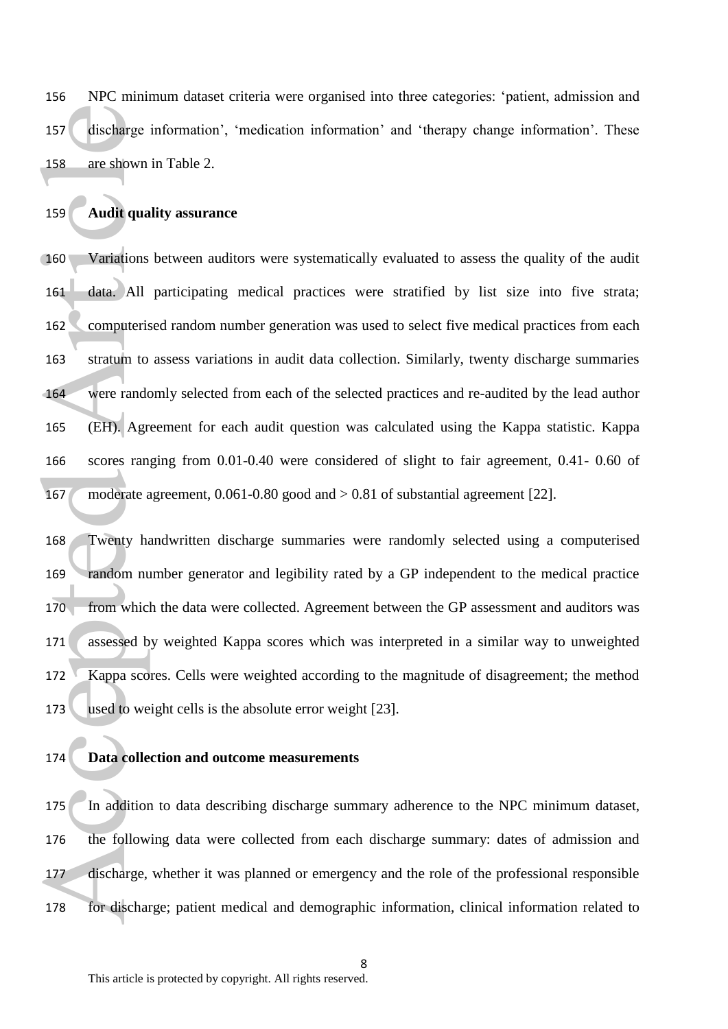NPC minimum dataset criteria were organised into three categories: 'patient, admission and discharge information', 'medication information' and 'therapy change information'. These are shown in Table 2.

**Audit quality assurance**

Variations between auditors were systematically evaluated to assess the quality of the audit data. All participating medical practices were stratified by list size into five strata; computerised random number generation was used to select five medical practices from each stratum to assess variations in audit data collection. Similarly, twenty discharge summaries were randomly selected from each of the selected practices and re-audited by the lead author (EH). Agreement for each audit question was calculated using the Kappa statistic. Kappa scores ranging from 0.01-0.40 were considered of slight to fair agreement, 0.41- 0.60 of moderate agreement, 0.061-0.80 good and > 0.81 of substantial agreement [22].

Twenty handwritten discharge summaries were randomly selected using a computerised random number generator and legibility rated by a GP independent to the medical practice from which the data were collected. Agreement between the GP assessment and auditors was assessed by weighted Kappa scores which was interpreted in a similar way to unweighted Kappa scores. Cells were weighted according to the magnitude of disagreement; the method used to weight cells is the absolute error weight [23].

**Data collection and outcome measurements**

In addition to data describing discharge summary adherence to the NPC minimum dataset, the following data were collected from each discharge summary: dates of admission and discharge, whether it was planned or emergency and the role of the professional responsible for discharge; patient medical and demographic information, clinical information related to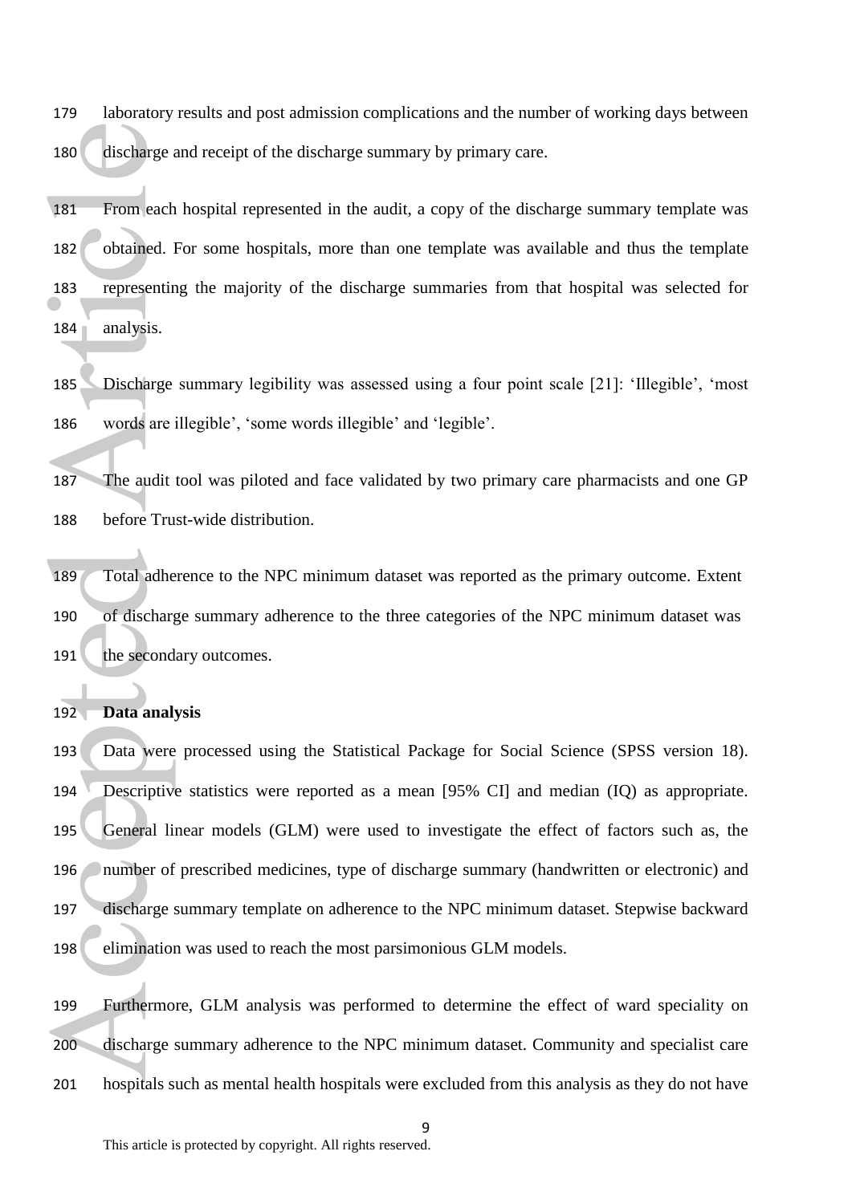laboratory results and post admission complications and the number of working days between discharge and receipt of the discharge summary by primary care.

From each hospital represented in the audit, a copy of the discharge summary template was obtained. For some hospitals, more than one template was available and thus the template representing the majority of the discharge summaries from that hospital was selected for analysis.

Discharge summary legibility was assessed using a four point scale [21]: 'Illegible', 'most words are illegible', 'some words illegible' and 'legible'.

The audit tool was piloted and face validated by two primary care pharmacists and one GP before Trust-wide distribution.

Total adherence to the NPC minimum dataset was reported as the primary outcome. Extent of discharge summary adherence to the three categories of the NPC minimum dataset was the secondary outcomes.

**Data analysis**

Data were processed using the Statistical Package for Social Science (SPSS version 18). Descriptive statistics were reported as a mean [95% CI] and median (IQ) as appropriate. General linear models (GLM) were used to investigate the effect of factors such as, the number of prescribed medicines, type of discharge summary (handwritten or electronic) and discharge summary template on adherence to the NPC minimum dataset. Stepwise backward elimination was used to reach the most parsimonious GLM models.

Furthermore, GLM analysis was performed to determine the effect of ward speciality on discharge summary adherence to the NPC minimum dataset. Community and specialist care hospitals such as mental health hospitals were excluded from this analysis as they do not have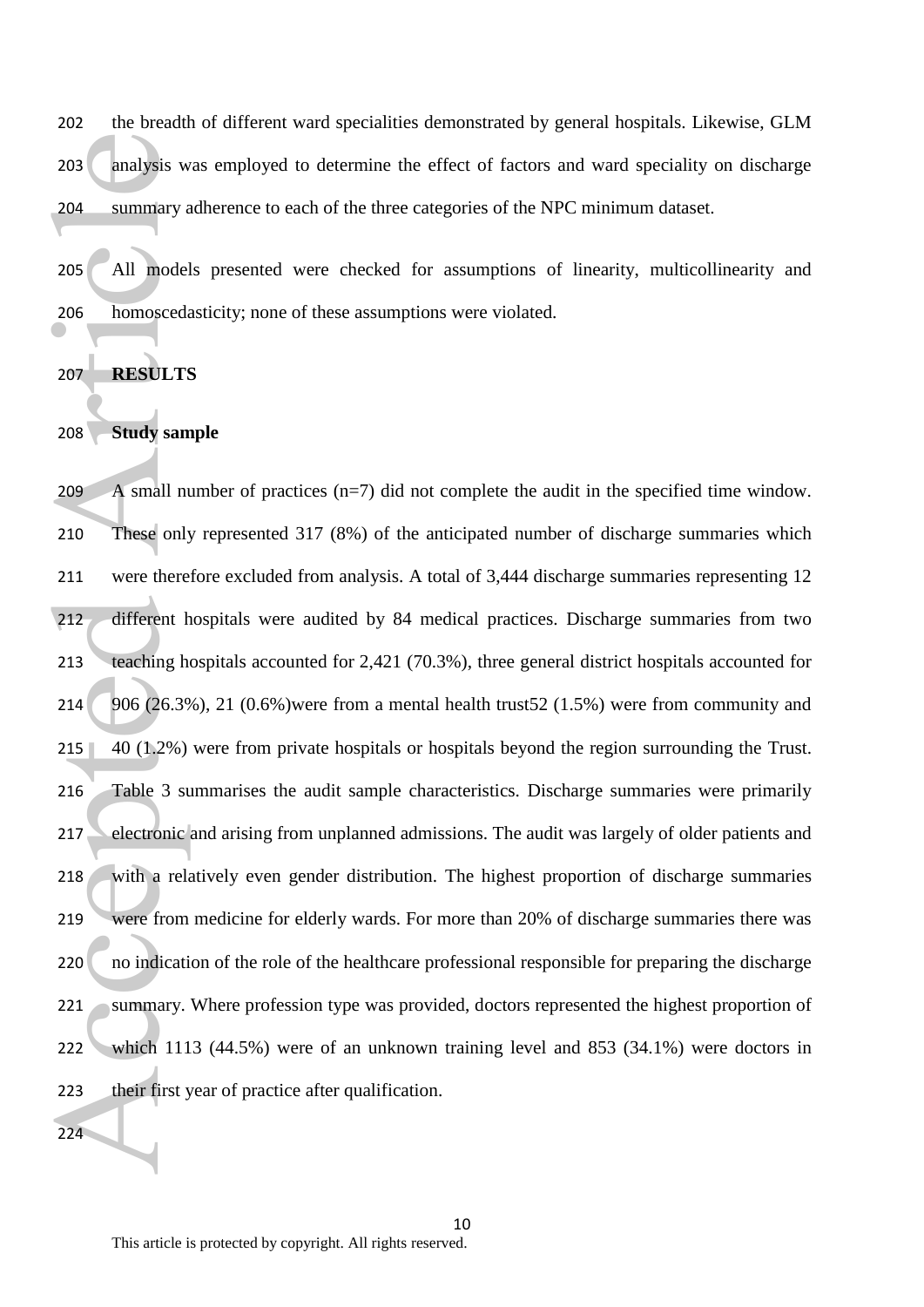the breadth of different ward specialities demonstrated by general hospitals. Likewise, GLM analysis was employed to determine the effect of factors and ward speciality on discharge summary adherence to each of the three categories of the NPC minimum dataset.

All models presented were checked for assumptions of linearity, multicollinearity and homoscedasticity; none of these assumptions were violated.

## RESULTS

### Study sample

A small number of practices (n=7) did not complete the audit in the specified time window. These only represented 317 (8%) of the anticipated number of discharge summaries which were therefore excluded from analysis. A total of 3,444 discharge summaries representing 12 different hospitals were audited by 84 medical practices. Discharge summaries from two teaching hospitals accounted for 2,421 (70.3%), three general district hospitals accounted for 906 (26.3%), 21 (0.6%)were from a mental health trust52 (1.5%) were from community and 40 (1.2%) were from private hospitals or hospitals beyond the region surrounding the Trust. Table 3 summarises the audit sample characteristics. Discharge summaries were primarily electronic and arising from unplanned admissions. The audit was largely of older patients and with a relatively even gender distribution. The highest proportion of discharge summaries were from medicine for elderly wards. For more than 20% of discharge summaries there was no indication of the role of the healthcare professional responsible for preparing the discharge summary. Where profession type was provided, doctors represented the highest proportion of which 1113 (44.5%) were of an unknown training level and 853 (34.1%) were doctors in their first year of practice after qualification.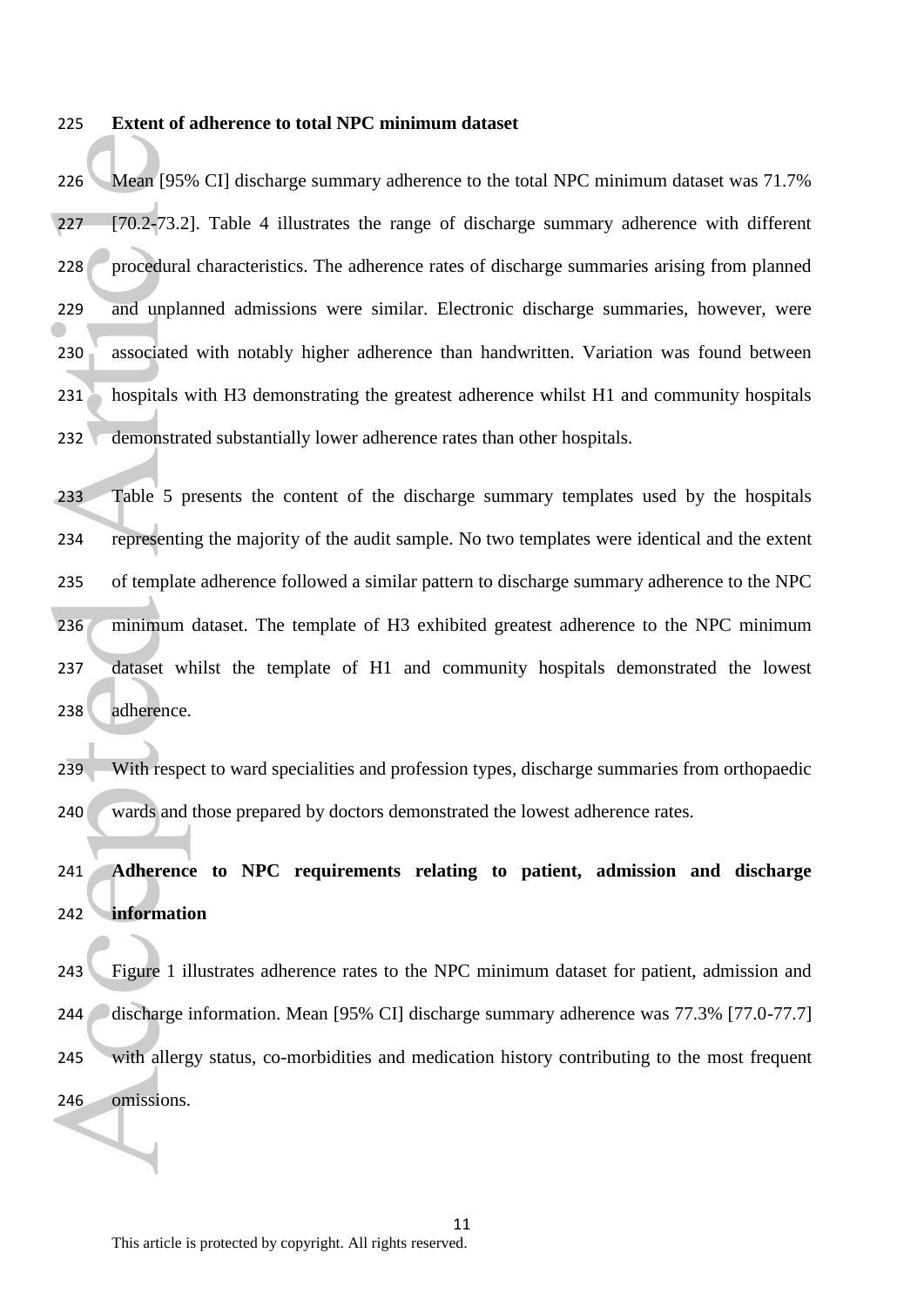**Extent of adherence to total NPC minimum dataset**

Mean [95% CI] discharge summary adherence to the total NPC minimum dataset was 71.7% [70.2-73.2]. Table 4 illustrates the range of discharge summary adherence with different procedural characteristics. The adherence rates of discharge summaries arising from planned and unplanned admissions were similar. Electronic discharge summaries, however, were associated with notably higher adherence than handwritten. Variation was found between hospitals with H3 demonstrating the greatest adherence whilst H1 and community hospitals demonstrated substantially lower adherence rates than other hospitals.

Table 5 presents the content of the discharge summary templates used by the hospitals representing the majority of the audit sample. No two templates were identical and the extent of template adherence followed a similar pattern to discharge summary adherence to the NPC minimum dataset. The template of H3 exhibited greatest adherence to the NPC minimum dataset whilst the template of H1 and community hospitals demonstrated the lowest adherence.

With respect to ward specialities and profession types, discharge summaries from orthopaedic wards and those prepared by doctors demonstrated the lowest adherence rates.

**Adherence to NPC requirements relating to patient, admission and discharge information**

Figure 1 illustrates adherence rates to the NPC minimum dataset for patient, admission and discharge information. Mean [95% CI] discharge summary adherence was 77.3% [77.0-77.7] with allergy status, co-morbidities and medication history contributing to the most frequent omissions.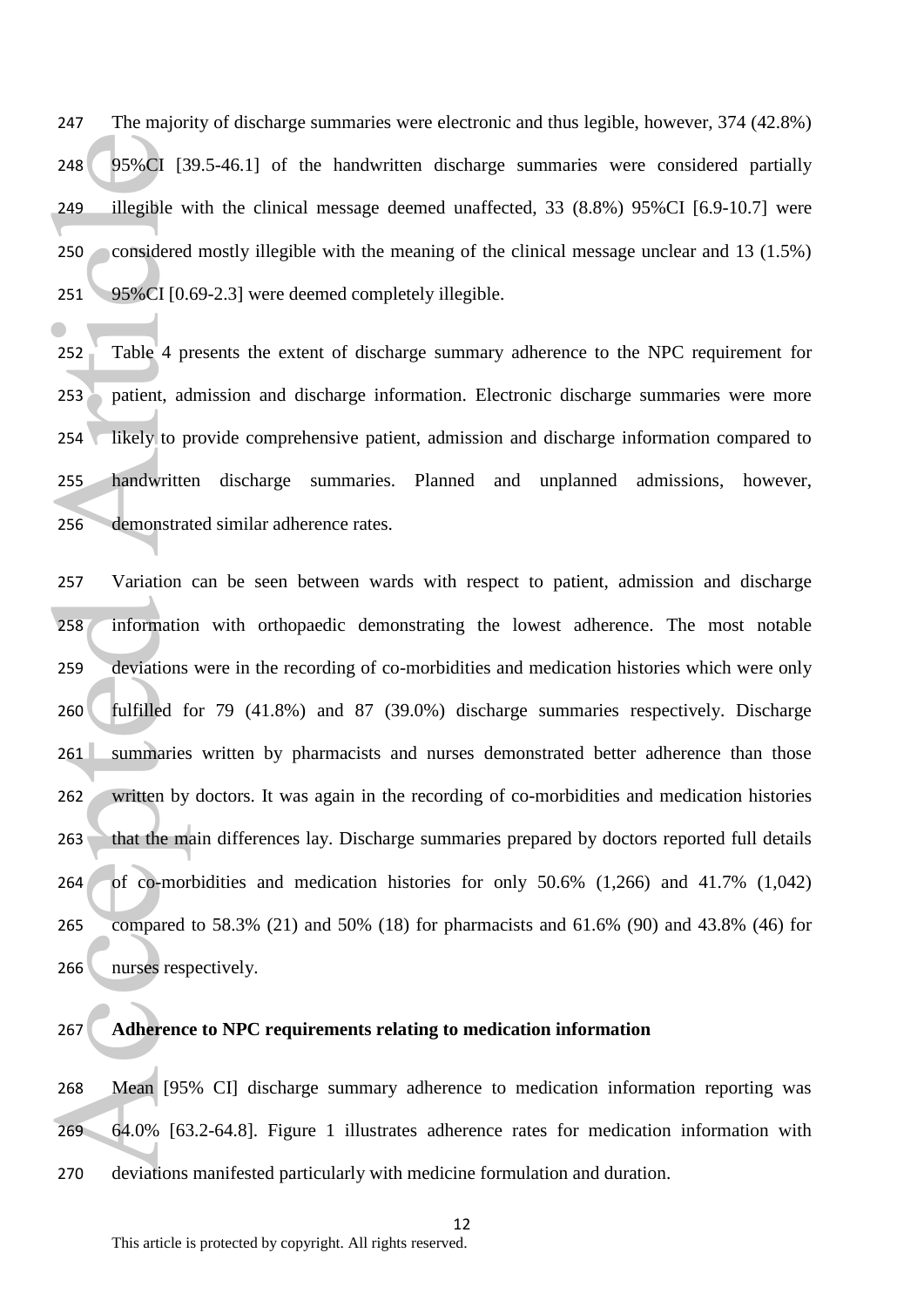The majority of discharge summaries were electronic and thus legible, however, 374 (42.8%) 95%CI [39.5-46.1] of the handwritten discharge summaries were considered partially illegible with the clinical message deemed unaffected, 33 (8.8%) 95%CI [6.9-10.7] were considered mostly illegible with the meaning of the clinical message unclear and 13 (1.5%) 95%CI [0.69-2.3] were deemed completely illegible.

Table 4 presents the extent of discharge summary adherence to the NPC requirement for patient, admission and discharge information. Electronic discharge summaries were more likely to provide comprehensive patient, admission and discharge information compared to handwritten discharge summaries. Planned and unplanned admissions, however, demonstrated similar adherence rates.

Variation can be seen between wards with respect to patient, admission and discharge information with orthopaedic demonstrating the lowest adherence. The most notable deviations were in the recording of co-morbidities and medication histories which were only fulfilled for 79 (41.8%) and 87 (39.0%) discharge summaries respectively. Discharge summaries written by pharmacists and nurses demonstrated better adherence than those written by doctors. It was again in the recording of co-morbidities and medication histories that the main differences lay. Discharge summaries prepared by doctors reported full details of co-morbidities and medication histories for only 50.6% (1,266) and 41.7% (1,042) compared to 58.3% (21) and 50% (18) for pharmacists and 61.6% (90) and 43.8% (46) for nurses respectively.

**Adherence to NPC requirements relating to medication information**

Mean [95% CI] discharge summary adherence to medication information reporting was 64.0% [63.2-64.8]. Figure 1 illustrates adherence rates for medication information with deviations manifested particularly with medicine formulation and duration.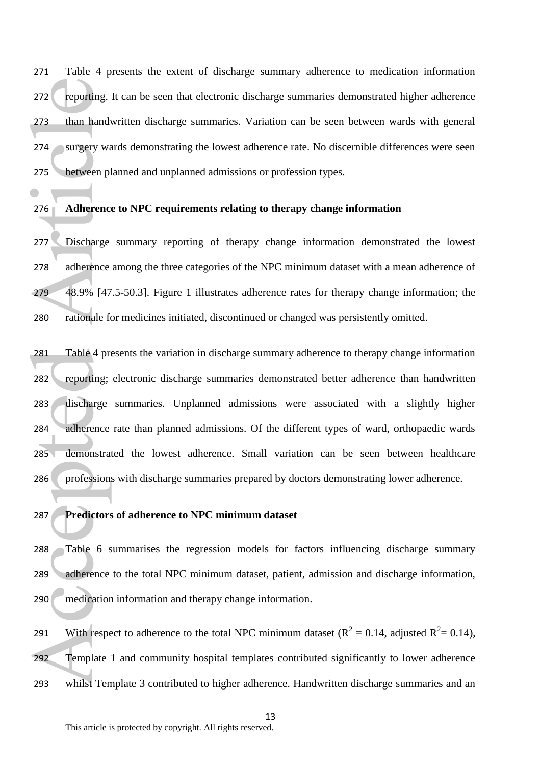Table 4 presents the extent of discharge summary adherence to medication information reporting. It can be seen that electronic discharge summaries demonstrated higher adherence than handwritten discharge summaries. Variation can be seen between wards with general surgery wards demonstrating the lowest adherence rate. No discernible differences were seen between planned and unplanned admissions or profession types.

**Adherence to NPC requirements relating to therapy change information**

Discharge summary reporting of therapy change information demonstrated the lowest adherence among the three categories of the NPC minimum dataset with a mean adherence of 48.9% [47.5-50.3]. Figure 1 illustrates adherence rates for therapy change information; the rationale for medicines initiated, discontinued or changed was persistently omitted.

Table 4 presents the variation in discharge summary adherence to therapy change information reporting; electronic discharge summaries demonstrated better adherence than handwritten discharge summaries. Unplanned admissions were associated with a slightly higher adherence rate than planned admissions. Of the different types of ward, orthopaedic wards demonstrated the lowest adherence. Small variation can be seen between healthcare professions with discharge summaries prepared by doctors demonstrating lower adherence.

**Predictors of adherence to NPC minimum dataset**

Table 6 summarises the regression models for factors influencing discharge summary adherence to the total NPC minimum dataset, patient, admission and discharge information, medication information and therapy change information.

With respect to adherence to the total NPC minimum dataset ($R^2 = 0.14$, adjusted $R^2 = 0.14$), Template 1 and community hospital templates contributed significantly to lower adherence whilst Template 3 contributed to higher adherence. Handwritten discharge summaries and an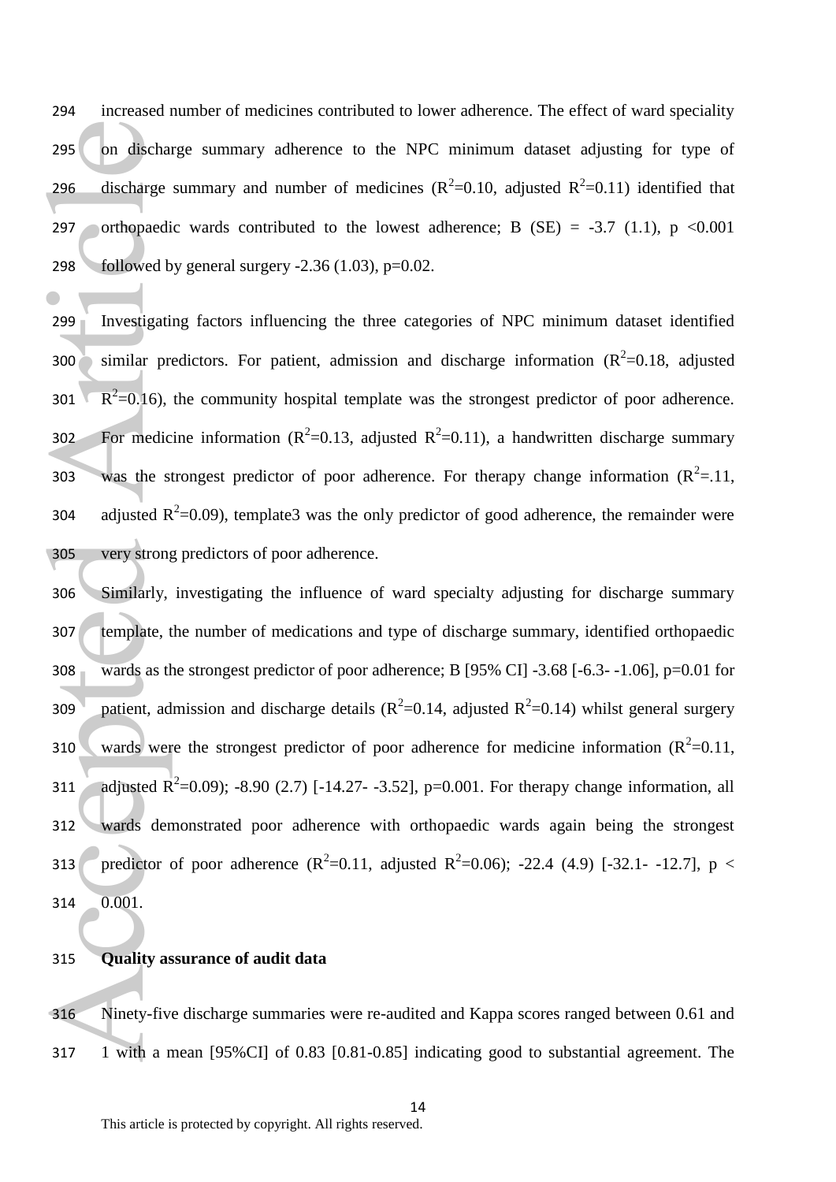increased number of medicines contributed to lower adherence. The effect of ward speciality on discharge summary adherence to the NPC minimum dataset adjusting for type of discharge summary and number of medicines ($R^2$=0.10, adjusted $R^2$=0.11) identified that orthopaedic wards contributed to the lowest adherence; B (SE) = -3.7 (1.1), $p < 0.001$ followed by general surgery -2.36 (1.03), p=0.02.

Investigating factors influencing the three categories of NPC minimum dataset identified similar predictors. For patient, admission and discharge information ($R^2$=0.18, adjusted $R^2$=0.16), the community hospital template was the strongest predictor of poor adherence. For medicine information ($R^2$=0.13, adjusted $R^2$=0.11), a handwritten discharge summary was the strongest predictor of poor adherence. For therapy change information ($R^2$=.11, adjusted $R^2$=0.09), template3 was the only predictor of good adherence, the remainder were very strong predictors of poor adherence.

Similarly, investigating the influence of ward specialty adjusting for discharge summary template, the number of medications and type of discharge summary, identified orthopaedic wards as the strongest predictor of poor adherence; B [95% CI] -3.68 [-6.3- -1.06], p=0.01 for patient, admission and discharge details ($R^2$=0.14, adjusted $R^2$=0.14) whilst general surgery wards were the strongest predictor of poor adherence for medicine information ($R^2$=0.11, adjusted $R^2$=0.09); -8.90 (2.7) [-14.27- -3.52], p=0.001. For therapy change information, all wards demonstrated poor adherence with orthopaedic wards again being the strongest predictor of poor adherence ($R^2$=0.11, adjusted $R^2$=0.06); -22.4 (4.9) [-32.1- -12.7], $p < 0.001$.

**Quality assurance of audit data**

Ninety-five discharge summaries were re-audited and Kappa scores ranged between 0.61 and 1 with a mean [95%CI] of 0.83 [0.81-0.85] indicating good to substantial agreement. The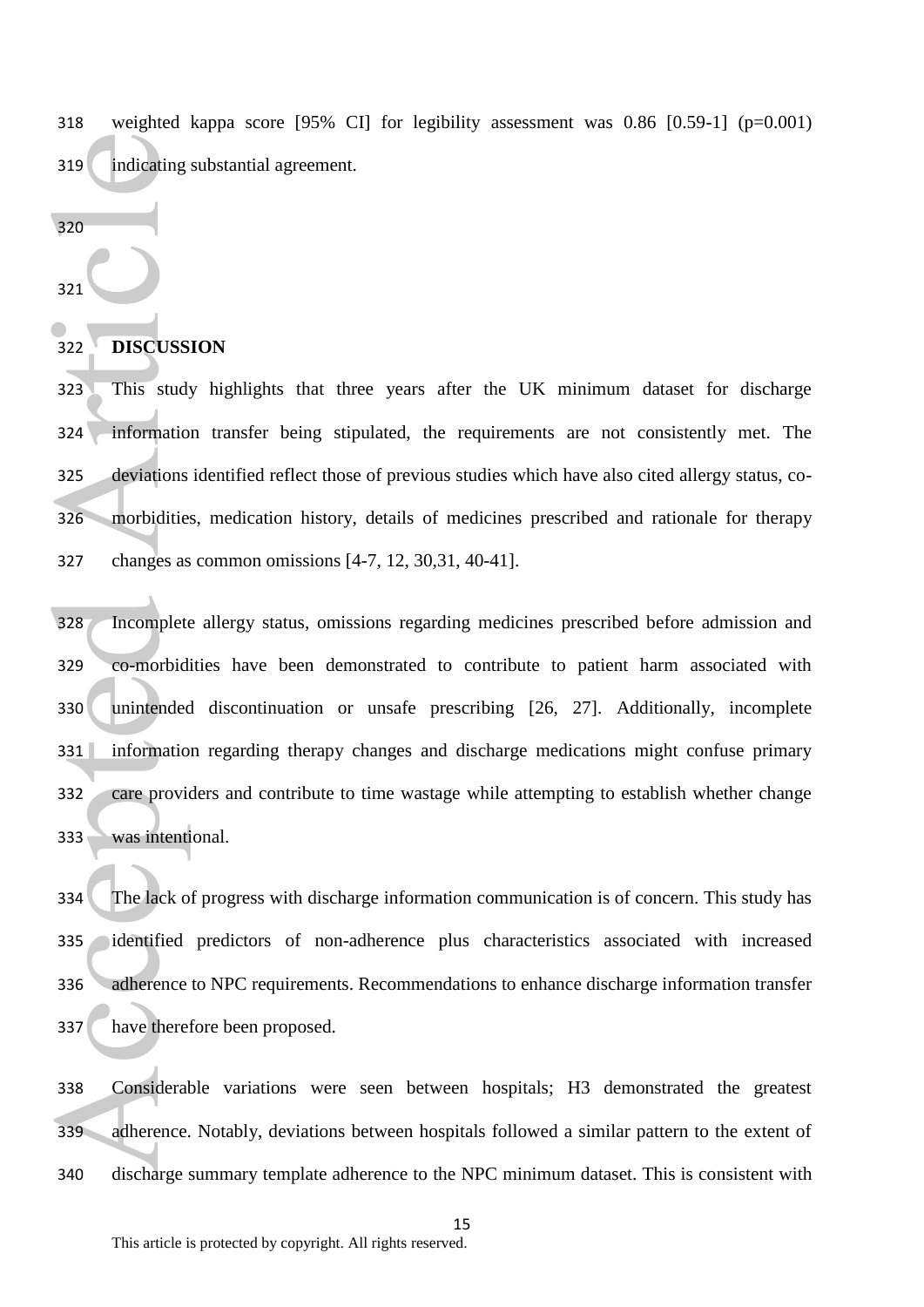weighted kappa score [95% CI] for legibility assessment was 0.86 [0.59-1] (p=0.001) indicating substantial agreement.

## DISCUSSION

This study highlights that three years after the UK minimum dataset for discharge information transfer being stipulated, the requirements are not consistently met. The deviations identified reflect those of previous studies which have also cited allergy status, co-morbidities, medication history, details of medicines prescribed and rationale for therapy changes as common omissions [4-7, 12, 30,31, 40-41].

Incomplete allergy status, omissions regarding medicines prescribed before admission and co-morbidities have been demonstrated to contribute to patient harm associated with unintended discontinuation or unsafe prescribing [26, 27]. Additionally, incomplete information regarding therapy changes and discharge medications might confuse primary care providers and contribute to time wastage while attempting to establish whether change was intentional.

The lack of progress with discharge information communication is of concern. This study has identified predictors of non-adherence plus characteristics associated with increased adherence to NPC requirements. Recommendations to enhance discharge information transfer have therefore been proposed.

Considerable variations were seen between hospitals; H3 demonstrated the greatest adherence. Notably, deviations between hospitals followed a similar pattern to the extent of discharge summary template adherence to the NPC minimum dataset. This is consistent with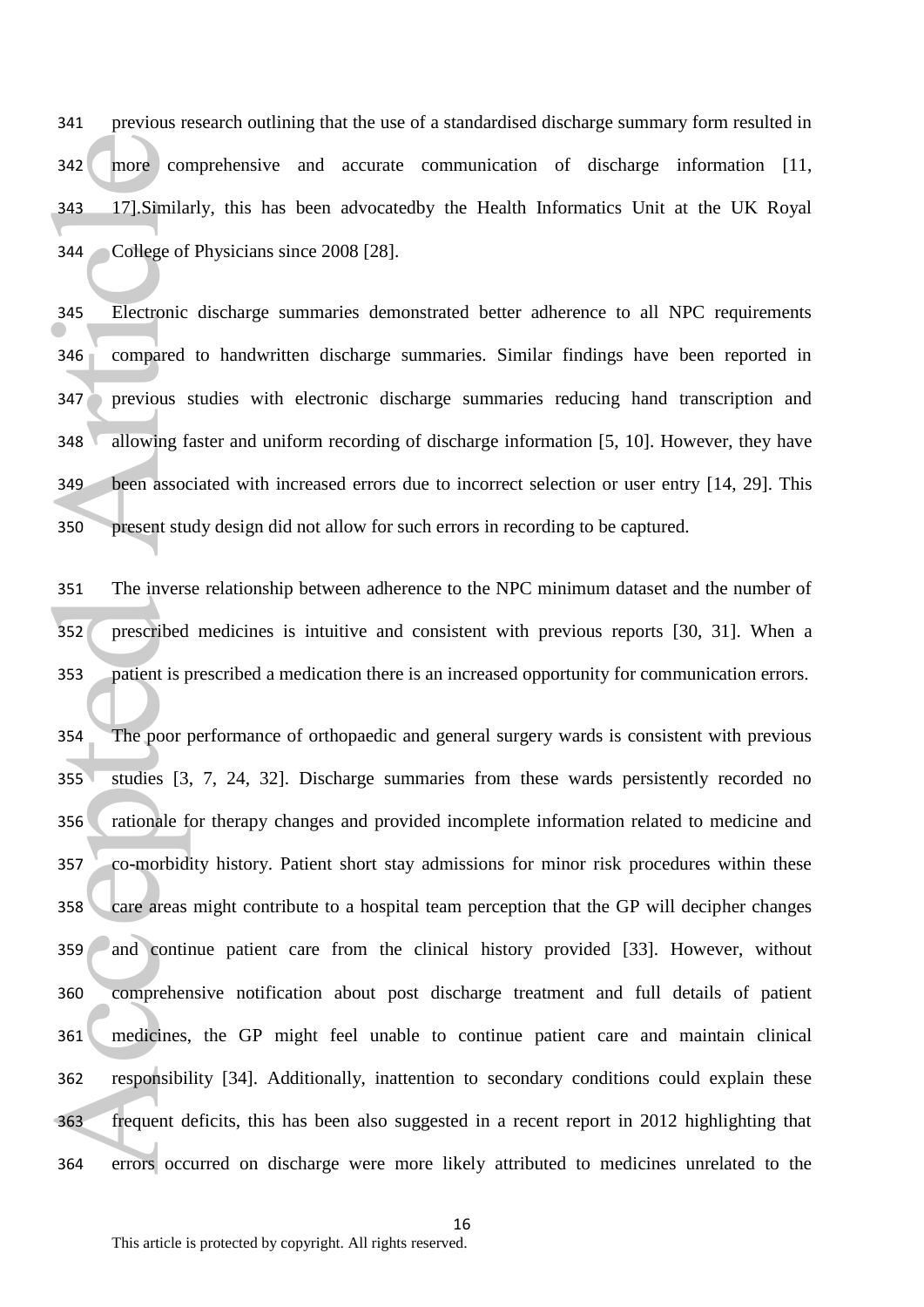previous research outlining that the use of a standardised discharge summary form resulted in more comprehensive and accurate communication of discharge information [11, 17].Similarly, this has been advocatedby the Health Informatics Unit at the UK Royal College of Physicians since 2008 [28].

Electronic discharge summaries demonstrated better adherence to all NPC requirements compared to handwritten discharge summaries. Similar findings have been reported in previous studies with electronic discharge summaries reducing hand transcription and allowing faster and uniform recording of discharge information [5, 10]. However, they have been associated with increased errors due to incorrect selection or user entry [14, 29]. This present study design did not allow for such errors in recording to be captured.

The inverse relationship between adherence to the NPC minimum dataset and the number of prescribed medicines is intuitive and consistent with previous reports [30, 31]. When a patient is prescribed a medication there is an increased opportunity for communication errors.

The poor performance of orthopaedic and general surgery wards is consistent with previous studies [3, 7, 24, 32]. Discharge summaries from these wards persistently recorded no rationale for therapy changes and provided incomplete information related to medicine and co-morbidity history. Patient short stay admissions for minor risk procedures within these care areas might contribute to a hospital team perception that the GP will decipher changes and continue patient care from the clinical history provided [33]. However, without comprehensive notification about post discharge treatment and full details of patient medicines, the GP might feel unable to continue patient care and maintain clinical responsibility [34]. Additionally, inattention to secondary conditions could explain these frequent deficits, this has been also suggested in a recent report in 2012 highlighting that errors occurred on discharge were more likely attributed to medicines unrelated to the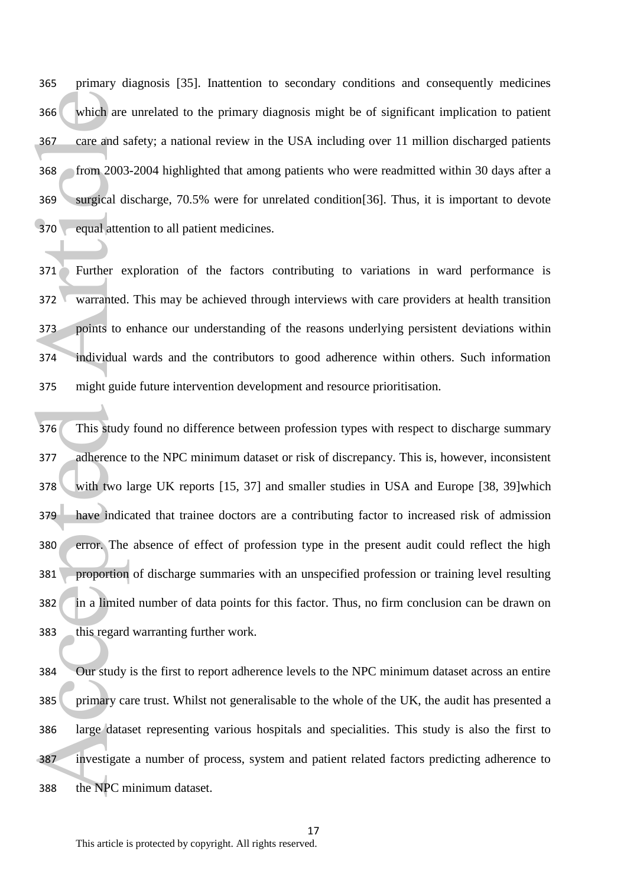primary diagnosis [35]. Inattention to secondary conditions and consequently medicines which are unrelated to the primary diagnosis might be of significant implication to patient care and safety; a national review in the USA including over 11 million discharged patients from 2003-2004 highlighted that among patients who were readmitted within 30 days after a surgical discharge, 70.5% were for unrelated condition[36]. Thus, it is important to devote equal attention to all patient medicines.

Further exploration of the factors contributing to variations in ward performance is warranted. This may be achieved through interviews with care providers at health transition points to enhance our understanding of the reasons underlying persistent deviations within individual wards and the contributors to good adherence within others. Such information might guide future intervention development and resource prioritisation.

This study found no difference between profession types with respect to discharge summary adherence to the NPC minimum dataset or risk of discrepancy. This is, however, inconsistent with two large UK reports [15, 37] and smaller studies in USA and Europe [38, 39]which have indicated that trainee doctors are a contributing factor to increased risk of admission error. The absence of effect of profession type in the present audit could reflect the high proportion of discharge summaries with an unspecified profession or training level resulting in a limited number of data points for this factor. Thus, no firm conclusion can be drawn on this regard warranting further work.

Our study is the first to report adherence levels to the NPC minimum dataset across an entire primary care trust. Whilst not generalisable to the whole of the UK, the audit has presented a large dataset representing various hospitals and specialities. This study is also the first to investigate a number of process, system and patient related factors predicting adherence to the NPC minimum dataset.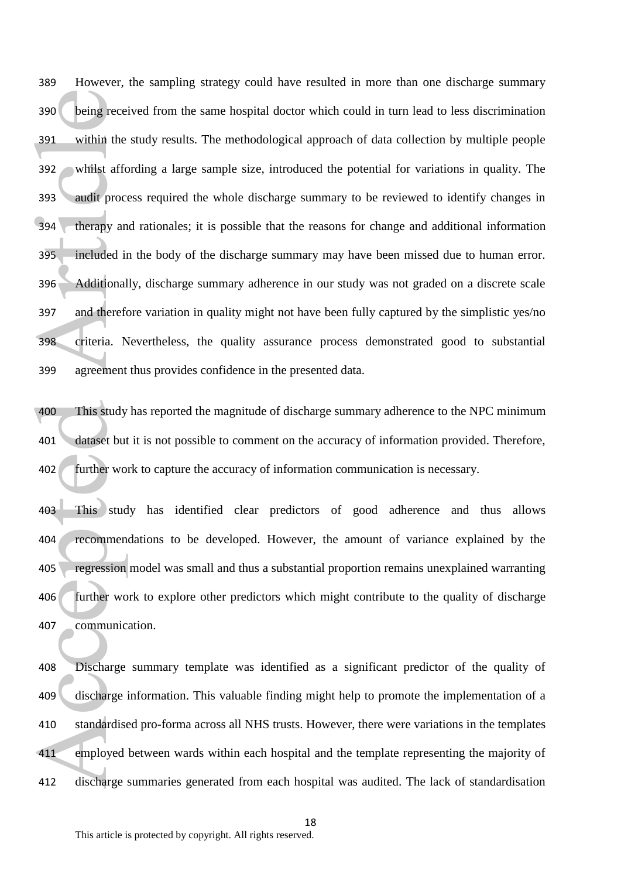However, the sampling strategy could have resulted in more than one discharge summary being received from the same hospital doctor which could in turn lead to less discrimination within the study results. The methodological approach of data collection by multiple people whilst affording a large sample size, introduced the potential for variations in quality. The audit process required the whole discharge summary to be reviewed to identify changes in therapy and rationales; it is possible that the reasons for change and additional information included in the body of the discharge summary may have been missed due to human error. Additionally, discharge summary adherence in our study was not graded on a discrete scale and therefore variation in quality might not have been fully captured by the simplistic yes/no criteria. Nevertheless, the quality assurance process demonstrated good to substantial agreement thus provides confidence in the presented data.

This study has reported the magnitude of discharge summary adherence to the NPC minimum dataset but it is not possible to comment on the accuracy of information provided. Therefore, further work to capture the accuracy of information communication is necessary.

This study has identified clear predictors of good adherence and thus allows recommendations to be developed. However, the amount of variance explained by the regression model was small and thus a substantial proportion remains unexplained warranting further work to explore other predictors which might contribute to the quality of discharge communication.

Discharge summary template was identified as a significant predictor of the quality of discharge information. This valuable finding might help to promote the implementation of a standardised pro-forma across all NHS trusts. However, there were variations in the templates employed between wards within each hospital and the template representing the majority of discharge summaries generated from each hospital was audited. The lack of standardisation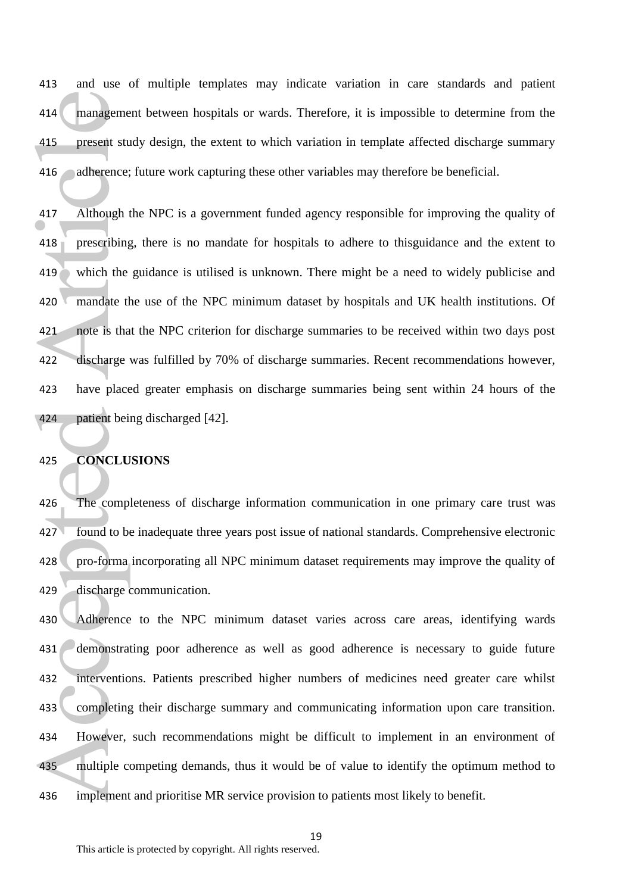and use of multiple templates may indicate variation in care standards and patient management between hospitals or wards. Therefore, it is impossible to determine from the present study design, the extent to which variation in template affected discharge summary adherence; future work capturing these other variables may therefore be beneficial.

Although the NPC is a government funded agency responsible for improving the quality of prescribing, there is no mandate for hospitals to adhere to thisguidance and the extent to which the guidance is utilised is unknown. There might be a need to widely publicise and mandate the use of the NPC minimum dataset by hospitals and UK health institutions. Of note is that the NPC criterion for discharge summaries to be received within two days post discharge was fulfilled by 70% of discharge summaries. Recent recommendations however, have placed greater emphasis on discharge summaries being sent within 24 hours of the patient being discharged [42].

## CONCLUSIONS

The completeness of discharge information communication in one primary care trust was found to be inadequate three years post issue of national standards. Comprehensive electronic pro-forma incorporating all NPC minimum dataset requirements may improve the quality of discharge communication.

Adherence to the NPC minimum dataset varies across care areas, identifying wards demonstrating poor adherence as well as good adherence is necessary to guide future interventions. Patients prescribed higher numbers of medicines need greater care whilst completing their discharge summary and communicating information upon care transition. However, such recommendations might be difficult to implement in an environment of multiple competing demands, thus it would be of value to identify the optimum method to implement and prioritise MR service provision to patients most likely to benefit.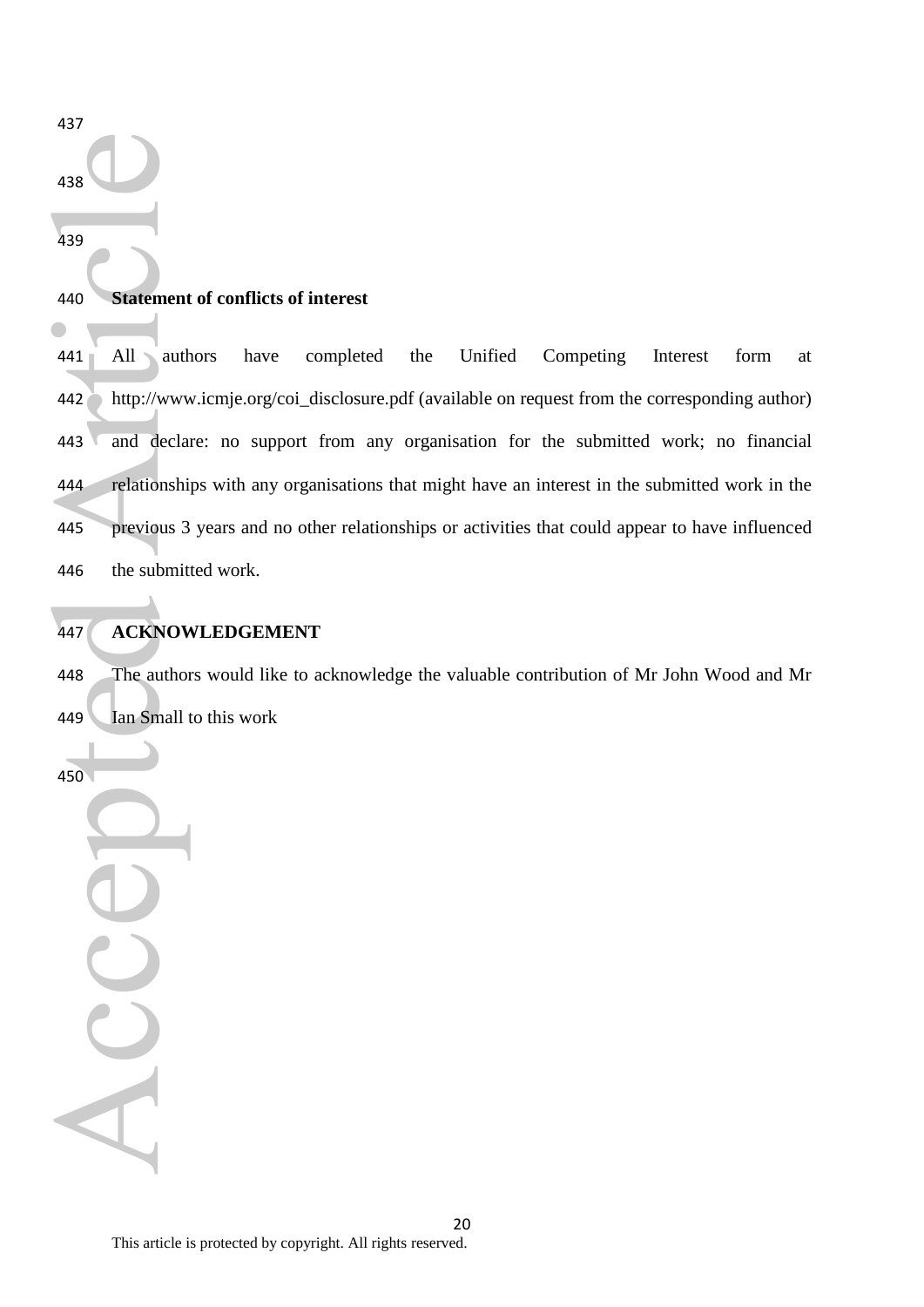## Statement of conflicts of interest

All authors have completed the Unified Competing Interest form at http://www.icmje.org/coi_disclosure.pdf (available on request from the corresponding author) and declare: no support from any organisation for the submitted work; no financial relationships with any organisations that might have an interest in the submitted work in the previous 3 years and no other relationships or activities that could appear to have influenced the submitted work.

## ACKNOWLEDGEMENT

The authors would like to acknowledge the valuable contribution of Mr John Wood and Mr Ian Small to this work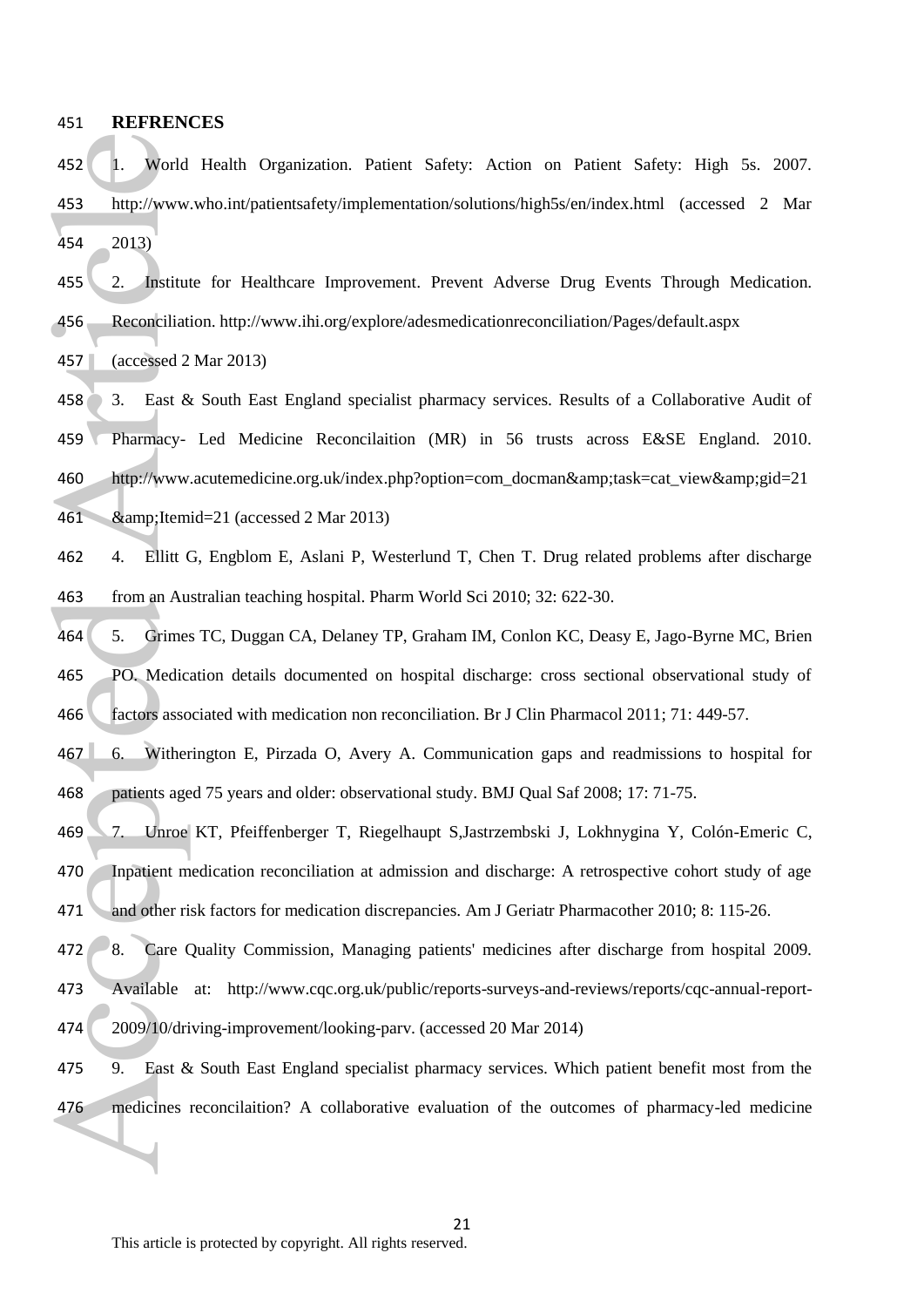## REFRENCES

1. World Health Organization. Patient Safety: Action on Patient Safety: High 5s. 2007. http://www.who.int/patientsafety/implementation/solutions/high5s/en/index.html (accessed 2 Mar 2013)

2. Institute for Healthcare Improvement. Prevent Adverse Drug Events Through Medication. Reconciliation. http://www.ihi.org/explore/adesmedicationreconciliation/Pages/default.aspx (accessed 2 Mar 2013)

3. East & South East England specialist pharmacy services. Results of a Collaborative Audit of Pharmacy- Led Medicine Reconcilaition (MR) in 56 trusts across E&SE England. 2010. http://www.acutemedicine.org.uk/index.php?option=com_docman&amp;task=cat_view&amp;gid=21 &amp;Itemid=21 (accessed 2 Mar 2013)

4. Ellitt G, Engblom E, Aslani P, Westerlund T, Chen T. Drug related problems after discharge from an Australian teaching hospital. Pharm World Sci 2010; 32: 622-30.

5. Grimes TC, Duggan CA, Delaney TP, Graham IM, Conlon KC, Deasy E, Jago-Byrne MC, Brien PO. Medication details documented on hospital discharge: cross sectional observational study of factors associated with medication non reconciliation. Br J Clin Pharmacol 2011; 71: 449-57.

6. Witherington E, Pirzada O, Avery A. Communication gaps and readmissions to hospital for patients aged 75 years and older: observational study. BMJ Qual Saf 2008; 17: 71-75.

7. Unroe KT, Pfeiffenberger T, Riegelhaupt S,Jastrzembski J, Lokhnygina Y, Colón-Emeric C, Inpatient medication reconciliation at admission and discharge: A retrospective cohort study of age and other risk factors for medication discrepancies. Am J Geriatr Pharmacother 2010; 8: 115-26.

8. Care Quality Commission, Managing patients' medicines after discharge from hospital 2009. Available at: http://www.cqc.org.uk/public/reports-surveys-and-reviews/reports/cqc-annual-report-2009/10/driving-improvement/looking-parv. (accessed 20 Mar 2014)

9. East & South East England specialist pharmacy services. Which patient benefit most from the medicines reconcilaition? A collaborative evaluation of the outcomes of pharmacy-led medicine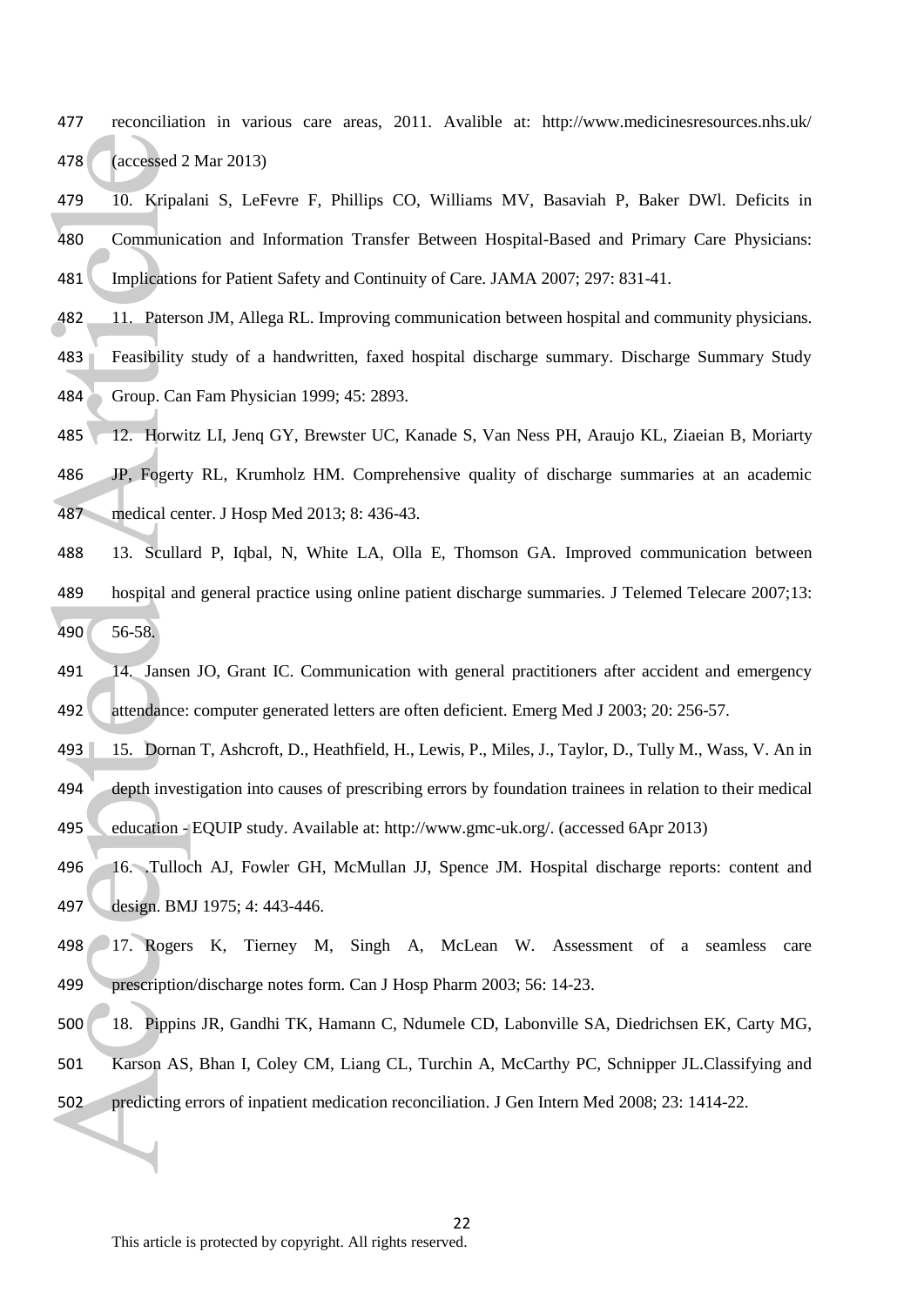reconciliation in various care areas, 2011. Avalible at: http://www.medicinesresources.nhs.uk/ (accessed 2 Mar 2013)

10. Kripalani S, LeFevre F, Phillips CO, Williams MV, Basaviah P, Baker DWl. Deficits in Communication and Information Transfer Between Hospital-Based and Primary Care Physicians: Implications for Patient Safety and Continuity of Care. JAMA 2007; 297: 831-41.

11. Paterson JM, Allega RL. Improving communication between hospital and community physicians. Feasibility study of a handwritten, faxed hospital discharge summary. Discharge Summary Study Group. Can Fam Physician 1999; 45: 2893.

12. Horwitz LI, Jenq GY, Brewster UC, Kanade S, Van Ness PH, Araujo KL, Ziaeian B, Moriarty JP, Fogerty RL, Krumholz HM. Comprehensive quality of discharge summaries at an academic medical center. J Hosp Med 2013; 8: 436-43.

13. Scullard P, Iqbal, N, White LA, Olla E, Thomson GA. Improved communication between hospital and general practice using online patient discharge summaries. J Telemed Telecare 2007;13: 56-58.

14. Jansen JO, Grant IC. Communication with general practitioners after accident and emergency attendance: computer generated letters are often deficient. Emerg Med J 2003; 20: 256-57.

15. Dornan T, Ashcroft, D., Heathfield, H., Lewis, P., Miles, J., Taylor, D., Tully M., Wass, V. An in depth investigation into causes of prescribing errors by foundation trainees in relation to their medical education - EQUIP study. Available at: http://www.gmc-uk.org/. (accessed 6Apr 2013)

16. .Tulloch AJ, Fowler GH, McMullan JJ, Spence JM. Hospital discharge reports: content and design. BMJ 1975; 4: 443-446.

17. Rogers K, Tierney M, Singh A, McLean W. Assessment of a seamless care prescription/discharge notes form. Can J Hosp Pharm 2003; 56: 14-23.

18. Pippins JR, Gandhi TK, Hamann C, Ndumele CD, Labonville SA, Diedrichsen EK, Carty MG, Karson AS, Bhan I, Coley CM, Liang CL, Turchin A, McCarthy PC, Schnipper JL.Classifying and predicting errors of inpatient medication reconciliation. J Gen Intern Med 2008; 23: 1414-22.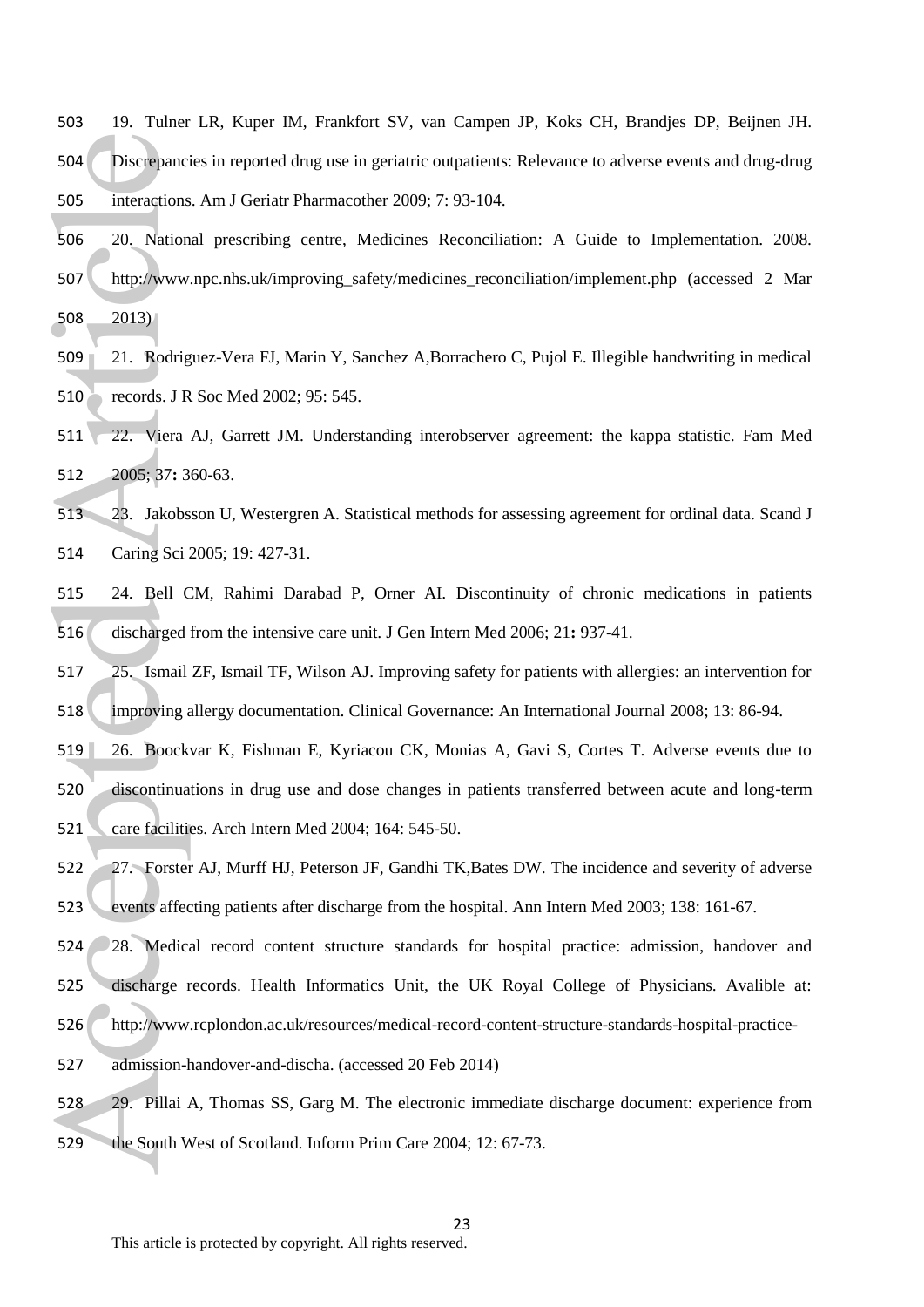19. Tulner LR, Kuper IM, Frankfort SV, van Campen JP, Koks CH, Brandjes DP, Beijnen JH. Discrepancies in reported drug use in geriatric outpatients: Relevance to adverse events and drug-drug interactions. Am J Geriatr Pharmacother 2009; 7: 93-104.

20. National prescribing centre, Medicines Reconciliation: A Guide to Implementation. 2008. http://www.npc.nhs.uk/improving_safety/medicines_reconciliation/implement.php (accessed 2 Mar 2013)

21. Rodriguez-Vera FJ, Marin Y, Sanchez A,Borrachero C, Pujol E. Illegible handwriting in medical records. J R Soc Med 2002; 95: 545.

22. Viera AJ, Garrett JM. Understanding interobserver agreement: the kappa statistic. Fam Med 2005; 37**:** 360-63.

23. Jakobsson U, Westergren A. Statistical methods for assessing agreement for ordinal data. Scand J Caring Sci 2005; 19: 427-31.

24. Bell CM, Rahimi Darabad P, Orner AI. Discontinuity of chronic medications in patients discharged from the intensive care unit. J Gen Intern Med 2006; 21**:** 937-41.

25. Ismail ZF, Ismail TF, Wilson AJ. Improving safety for patients with allergies: an intervention for improving allergy documentation. Clinical Governance: An International Journal 2008; 13: 86-94.

26. Boockvar K, Fishman E, Kyriacou CK, Monias A, Gavi S, Cortes T. Adverse events due to discontinuations in drug use and dose changes in patients transferred between acute and long-term care facilities. Arch Intern Med 2004; 164: 545-50.

27. Forster AJ, Murff HJ, Peterson JF, Gandhi TK,Bates DW. The incidence and severity of adverse events affecting patients after discharge from the hospital. Ann Intern Med 2003; 138: 161-67.

28. Medical record content structure standards for hospital practice: admission, handover and discharge records. Health Informatics Unit, the UK Royal College of Physicians. Avalible at: http://www.rcplondon.ac.uk/resources/medical-record-content-structure-standards-hospital-practice-admission-handover-and-discha. (accessed 20 Feb 2014)

29. Pillai A, Thomas SS, Garg M. The electronic immediate discharge document: experience from the South West of Scotland. Inform Prim Care 2004; 12: 67-73.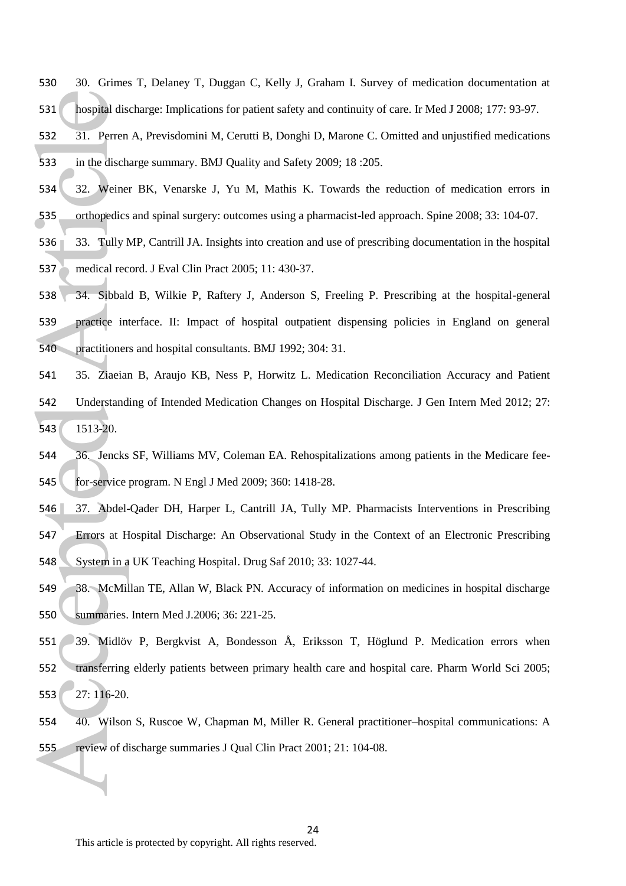30. Grimes T, Delaney T, Duggan C, Kelly J, Graham I. Survey of medication documentation at hospital discharge: Implications for patient safety and continuity of care. Ir Med J 2008; 177: 93-97.

31. Perren A, Previsdomini M, Cerutti B, Donghi D, Marone C. Omitted and unjustified medications in the discharge summary. BMJ Quality and Safety 2009; 18 :205.

32. Weiner BK, Venarske J, Yu M, Mathis K. Towards the reduction of medication errors in orthopedics and spinal surgery: outcomes using a pharmacist-led approach. Spine 2008; 33: 104-07.

33. Tully MP, Cantrill JA. Insights into creation and use of prescribing documentation in the hospital medical record. J Eval Clin Pract 2005; 11: 430-37.

34. Sibbald B, Wilkie P, Raftery J, Anderson S, Freeling P. Prescribing at the hospital-general practice interface. II: Impact of hospital outpatient dispensing policies in England on general practitioners and hospital consultants. BMJ 1992; 304: 31.

35. Ziaeian B, Araujo KB, Ness P, Horwitz L. Medication Reconciliation Accuracy and Patient Understanding of Intended Medication Changes on Hospital Discharge. J Gen Intern Med 2012; 27: 1513-20.

36. Jencks SF, Williams MV, Coleman EA. Rehospitalizations among patients in the Medicare fee-for-service program. N Engl J Med 2009; 360: 1418-28.

37. Abdel-Qader DH, Harper L, Cantrill JA, Tully MP. Pharmacists Interventions in Prescribing Errors at Hospital Discharge: An Observational Study in the Context of an Electronic Prescribing System in a UK Teaching Hospital. Drug Saf 2010; 33: 1027-44.

38. McMillan TE, Allan W, Black PN. Accuracy of information on medicines in hospital discharge summaries. Intern Med J.2006; 36: 221-25.

39. Midlöv P, Bergkvist A, Bondesson Å, Eriksson T, Höglund P. Medication errors when transferring elderly patients between primary health care and hospital care. Pharm World Sci 2005; 27: 116-20.

40. Wilson S, Ruscoe W, Chapman M, Miller R. General practitioner–hospital communications: A review of discharge summaries J Qual Clin Pract 2001; 21: 104-08.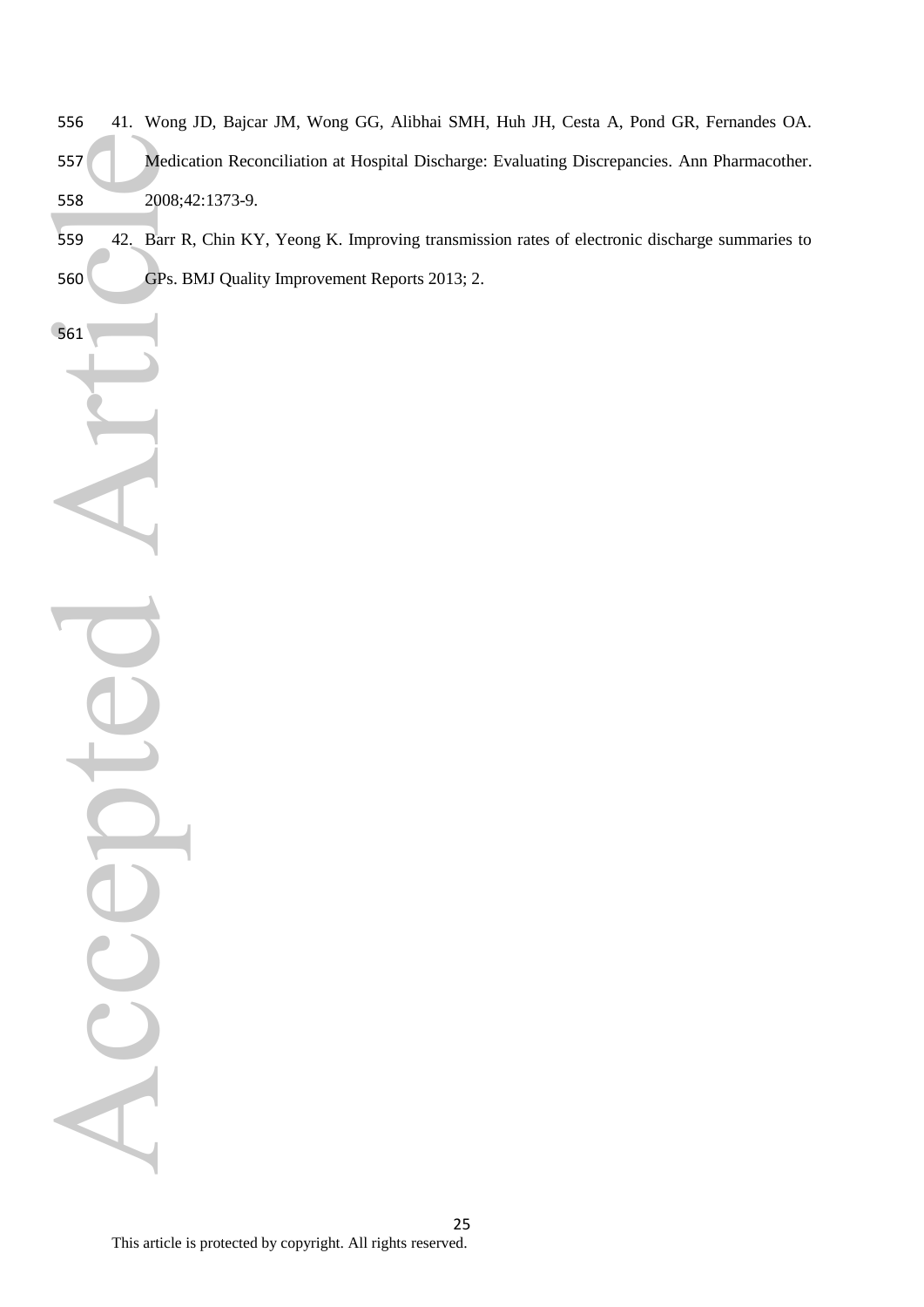41. Wong JD, Bajcar JM, Wong GG, Alibhai SMH, Huh JH, Cesta A, Pond GR, Fernandes OA. Medication Reconciliation at Hospital Discharge: Evaluating Discrepancies. Ann Pharmacother. 2008;42:1373-9.
42. Barr R, Chin KY, Yeong K. Improving transmission rates of electronic discharge summaries to GPs. BMJ Quality Improvement Reports 2013; 2.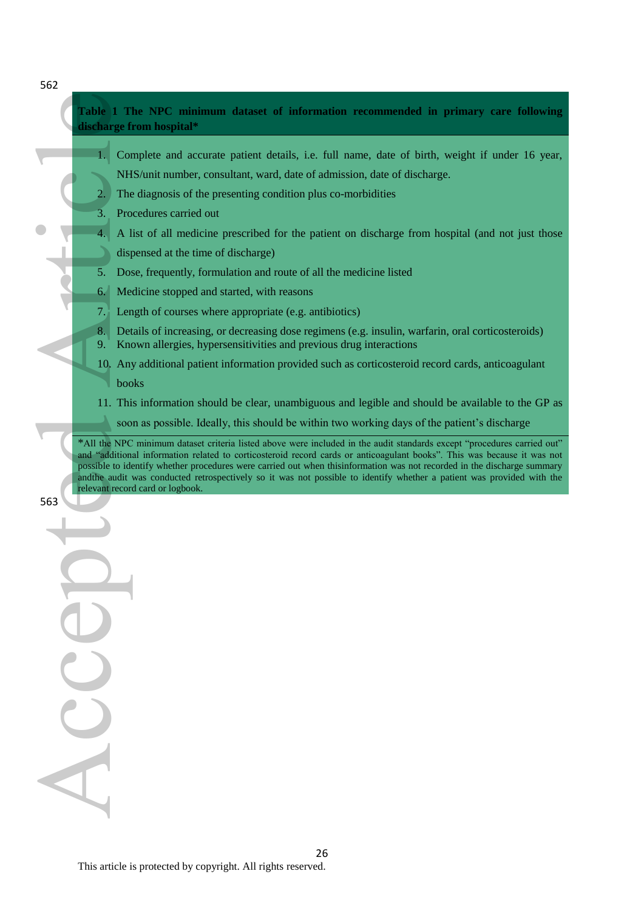**Table 1 The NPC minimum dataset of information recommended in primary care following discharge from hospital***

1. Complete and accurate patient details, i.e. full name, date of birth, weight if under 16 year, NHS/unit number, consultant, ward, date of admission, date of discharge.
2. The diagnosis of the presenting condition plus co-morbidities
3. Procedures carried out
4. A list of all medicine prescribed for the patient on discharge from hospital (and not just those dispensed at the time of discharge)
5. Dose, frequently, formulation and route of all the medicine listed
6. Medicine stopped and started, with reasons
7. Length of courses where appropriate (e.g. antibiotics)
8. Details of increasing, or decreasing dose regimens (e.g. insulin, warfarin, oral corticosteroids)
9. Known allergies, hypersensitivities and previous drug interactions
10. Any additional patient information provided such as corticosteroid record cards, anticoagulant books
11. This information should be clear, unambiguous and legible and should be available to the GP as soon as possible. Ideally, this should be within two working days of the patient's discharge

*All the NPC minimum dataset criteria listed above were included in the audit standards except "procedures carried out" and "additional information related to corticosteroid record cards or anticoagulant books". This was because it was not possible to identify whether procedures were carried out when thisinformation was not recorded in the discharge summary andthe audit was conducted retrospectively so it was not possible to identify whether a patient was provided with the relevant record card or logbook.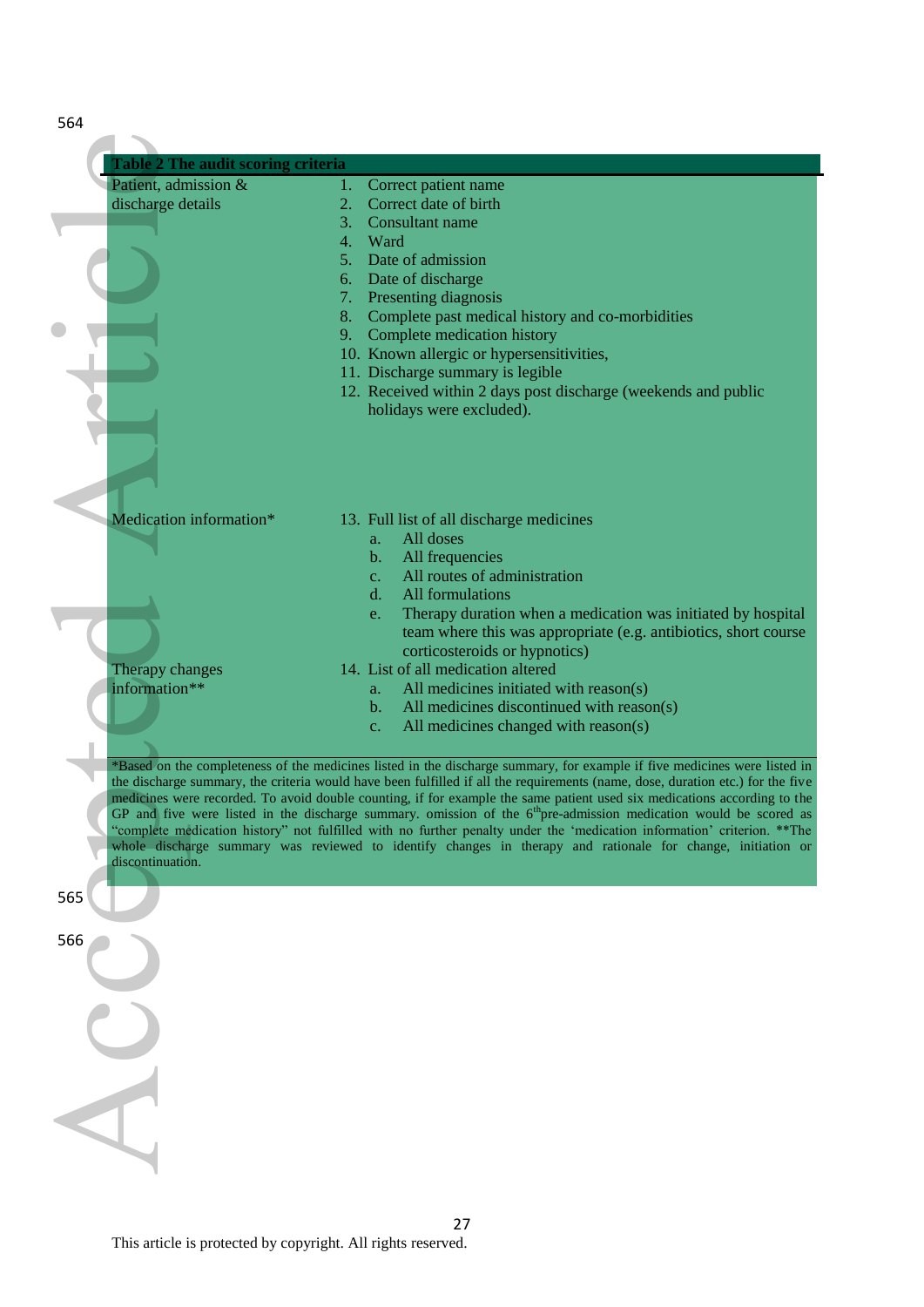**Table 2 The audit scoring criteria**

| | |
|---|---|
| Patient, admission & discharge details | 1. Correct patient name<br>2. Correct date of birth<br>3. Consultant name<br>4. Ward<br>5. Date of admission<br>6. Date of discharge<br>7. Presenting diagnosis<br>8. Complete past medical history and co-morbidities<br>9. Complete medication history<br>10. Known allergic or hypersensitivities,<br>11. Discharge summary is legible<br>12. Received within 2 days post discharge (weekends and public holidays were excluded). |
| Medication information* | 13. Full list of all discharge medicines<br>a. All doses<br>b. All frequencies<br>c. All routes of administration<br>d. All formulations<br>e. Therapy duration when a medication was initiated by hospital team where this was appropriate (e.g. antibiotics, short course corticosteroids or hypnotics) |
| Therapy changes information** | 14. List of all medication altered<br>a. All medicines initiated with reason(s)<br>b. All medicines discontinued with reason(s)<br>c. All medicines changed with reason(s) |

*Based on the completeness of the medicines listed in the discharge summary, for example if five medicines were listed in the discharge summary, the criteria would have been fulfilled if all the requirements (name, dose, duration etc.) for the five medicines were recorded. To avoid double counting, if for example the same patient used six medications according to the GP and five were listed in the discharge summary. omission of the 6th pre-admission medication would be scored as "complete medication history" not fulfilled with no further penalty under the 'medication information' criterion. **The whole discharge summary was reviewed to identify changes in therapy and rationale for change, initiation or discontinuation.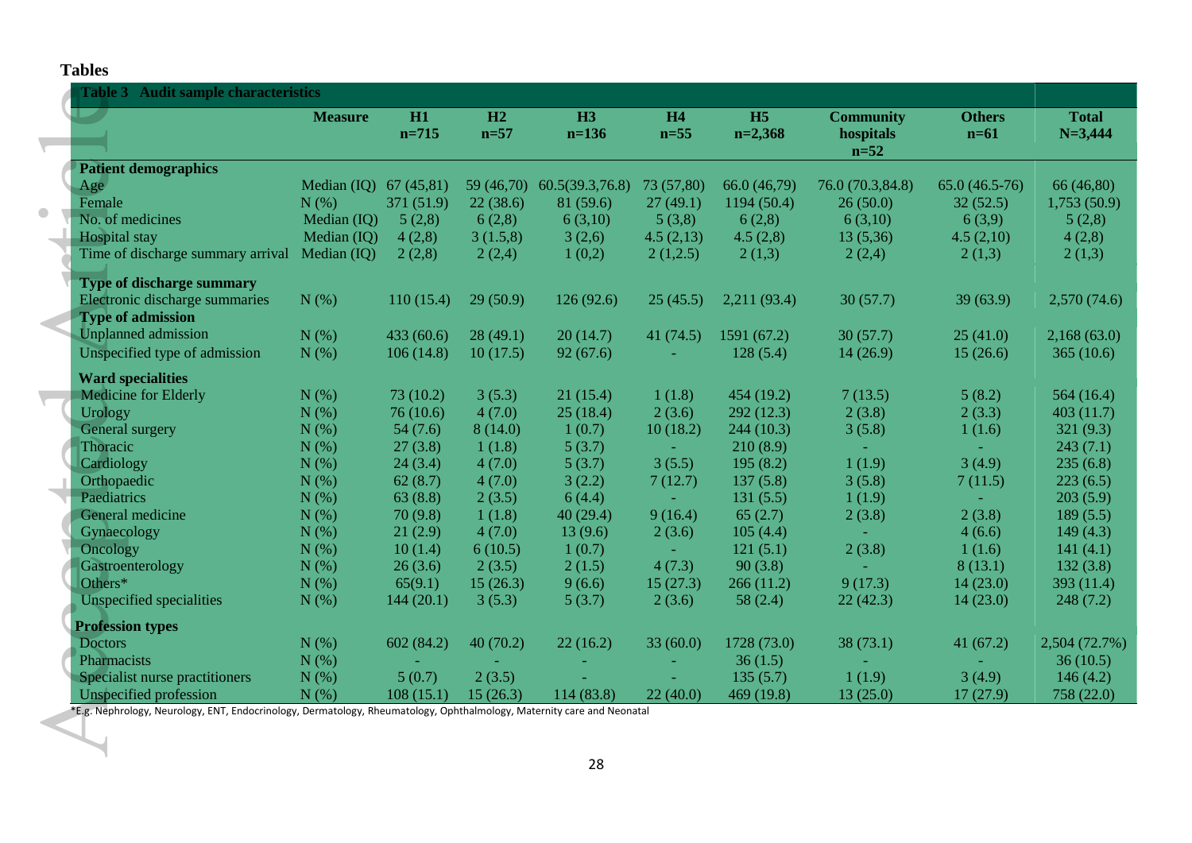## Tables

**Table 3 Audit sample characteristics**

| | Measure | H1 n=715 | H2 n=57 | H3 n=136 | H4 n=55 | H5 n=2,368 | Community hospitals n=52 | Others n=61 | Total N=3,444 |
|---|---|---|---|---|---|---|---|---|---|
| **Patient demographics** | | | | | | | | | |
| Age | Median (IQ) | 67 (45,81) | 59 (46,70) | 60.5(39.3,76.8) | 73 (57,80) | 66.0 (46,79) | 76.0 (70.3,84.8) | 65.0 (46.5-76) | 66 (46,80) |
| Female | N (%) | 371 (51.9) | 22 (38.6) | 81 (59.6) | 27 (49.1) | 1194 (50.4) | 26 (50.0) | 32 (52.5) | 1,753 (50.9) |
| No. of medicines | Median (IQ) | 5 (2,8) | 6 (2,8) | 6 (3,10) | 5 (3,8) | 6 (2,8) | 6 (3,10) | 6 (3,9) | 5 (2,8) |
| Hospital stay | Median (IQ) | 4 (2,8) | 3 (1.5,8) | 3 (2,6) | 4.5 (2,13) | 4.5 (2,8) | 13 (5,36) | 4.5 (2,10) | 4 (2,8) |
| Time of discharge summary arrival | Median (IQ) | 2 (2,8) | 2 (2,4) | 1 (0,2) | 2 (1,2.5) | 2 (1,3) | 2 (2,4) | 2 (1,3) | 2 (1,3) |
| **Type of discharge summary** | | | | | | | | | |
| Electronic discharge summaries | N (%) | 110 (15.4) | 29 (50.9) | 126 (92.6) | 25 (45.5) | 2,211 (93.4) | 30 (57.7) | 39 (63.9) | 2,570 (74.6) |
| **Type of admission** | | | | | | | | | |
| Unplanned admission | N (%) | 433 (60.6) | 28 (49.1) | 20 (14.7) | 41 (74.5) | 1591 (67.2) | 30 (57.7) | 25 (41.0) | 2,168 (63.0) |
| Unspecified type of admission | N (%) | 106 (14.8) | 10 (17.5) | 92 (67.6) | - | 128 (5.4) | 14 (26.9) | 15 (26.6) | 365 (10.6) |
| **Ward specialities** | | | | | | | | | |
| Medicine for Elderly | N (%) | 73 (10.2) | 3 (5.3) | 21 (15.4) | 1 (1.8) | 454 (19.2) | 7 (13.5) | 5 (8.2) | 564 (16.4) |
| Urology | N (%) | 76 (10.6) | 4 (7.0) | 25 (18.4) | 2 (3.6) | 292 (12.3) | 2 (3.8) | 2 (3.3) | 403 (11.7) |
| General surgery | N (%) | 54 (7.6) | 8 (14.0) | 1 (0.7) | 10 (18.2) | 244 (10.3) | 3 (5.8) | 1 (1.6) | 321 (9.3) |
| Thoracic | N (%) | 27 (3.8) | 1 (1.8) | 5 (3.7) | - | 210 (8.9) | - | - | 243 (7.1) |
| Cardiology | N (%) | 24 (3.4) | 4 (7.0) | 5 (3.7) | 3 (5.5) | 195 (8.2) | 1 (1.9) | 3 (4.9) | 235 (6.8) |
| Orthopaedic | N (%) | 62 (8.7) | 4 (7.0) | 3 (2.2) | 7 (12.7) | 137 (5.8) | 3 (5.8) | 7 (11.5) | 223 (6.5) |
| Paediatrics | N (%) | 63 (8.8) | 2 (3.5) | 6 (4.4) | - | 131 (5.5) | 1 (1.9) | - | 203 (5.9) |
| General medicine | N (%) | 70 (9.8) | 1 (1.8) | 40 (29.4) | 9 (16.4) | 65 (2.7) | 2 (3.8) | 2 (3.8) | 189 (5.5) |
| Gynaecology | N (%) | 21 (2.9) | 4 (7.0) | 13 (9.6) | 2 (3.6) | 105 (4.4) | - | 4 (6.6) | 149 (4.3) |
| Oncology | N (%) | 10 (1.4) | 6 (10.5) | 1 (0.7) | - | 121 (5.1) | 2 (3.8) | 1 (1.6) | 141 (4.1) |
| Gastroenterology | N (%) | 26 (3.6) | 2 (3.5) | 2 (1.5) | 4 (7.3) | 90 (3.8) | - | 8 (13.1) | 132 (3.8) |
| Others* | N (%) | 65(9.1) | 15 (26.3) | 9 (6.6) | 15 (27.3) | 266 (11.2) | 9 (17.3) | 14 (23.0) | 393 (11.4) |
| Unspecified specialities | N (%) | 144 (20.1) | 3 (5.3) | 5 (3.7) | 2 (3.6) | 58 (2.4) | 22 (42.3) | 14 (23.0) | 248 (7.2) |
| **Profession types** | | | | | | | | | |
| Doctors | N (%) | 602 (84.2) | 40 (70.2) | 22 (16.2) | 33 (60.0) | 1728 (73.0) | 38 (73.1) | 41 (67.2) | 2,504 (72.7%) |
| Pharmacists | N (%) | - | - | - | - | 36 (1.5) | - | - | 36 (10.5) |
| Specialist nurse practitioners | N (%) | 5 (0.7) | 2 (3.5) | - | - | 135 (5.7) | 1 (1.9) | 3 (4.9) | 146 (4.2) |
| Unspecified profession | N (%) | 108 (15.1) | 15 (26.3) | 114 (83.8) | 22 (40.0) | 469 (19.8) | 13 (25.0) | 17 (27.9) | 758 (22.0) |

*E.g. Nephrology, Neurology, ENT, Endocrinology, Dermatology, Rheumatology, Ophthalmology, Maternity care and Neonatal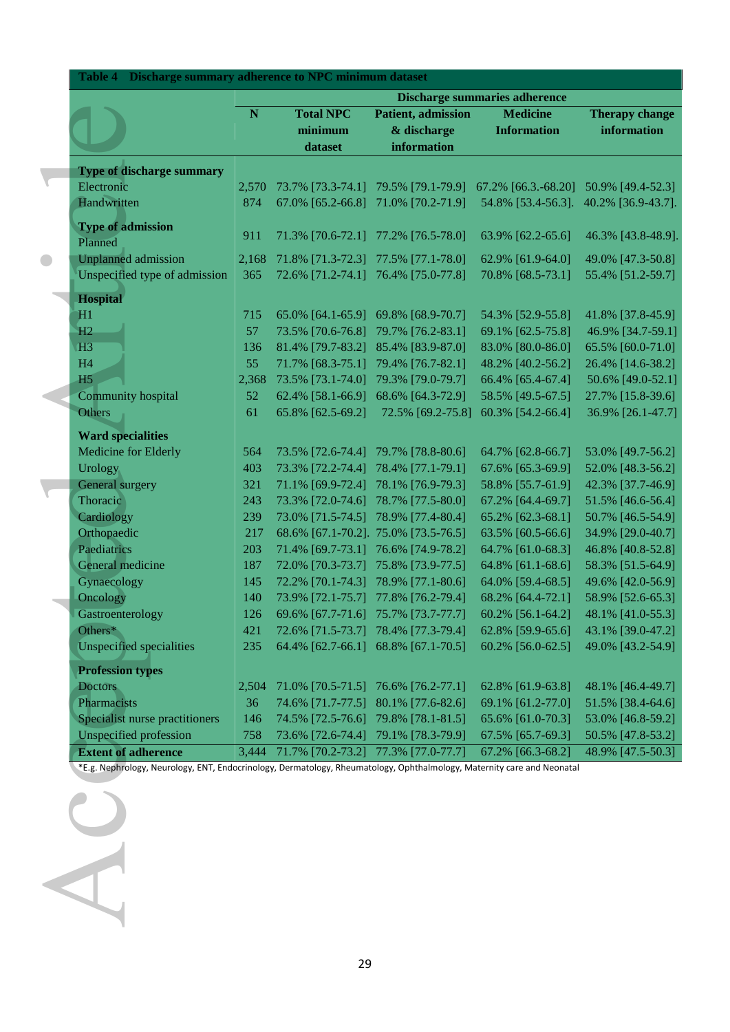**Table 4 Discharge summary adherence to NPC minimum dataset**

| | | Discharge summaries adherence | | | |
|---|---|---|---|---|---|
| | N | Total NPC minimum dataset | Patient, admission & discharge information | Medicine Information | Therapy change information |
| **Type of discharge summary** | | | | | |
| Electronic | 2,570 | 73.7% [73.3-74.1] | 79.5% [79.1-79.9] | 67.2% [66.3.-68.20] | 50.9% [49.4-52.3] |
| Handwritten | 874 | 67.0% [65.2-66.8] | 71.0% [70.2-71.9] | 54.8% [53.4-56.3]. | 40.2% [36.9-43.7]. |
| **Type of admission** | | | | | |
| Planned | 911 | 71.3% [70.6-72.1] | 77.2% [76.5-78.0] | 63.9% [62.2-65.6] | 46.3% [43.8-48.9]. |
| Unplanned admission | 2,168 | 71.8% [71.3-72.3] | 77.5% [77.1-78.0] | 62.9% [61.9-64.0] | 49.0% [47.3-50.8] |
| Unspecified type of admission | 365 | 72.6% [71.2-74.1] | 76.4% [75.0-77.8] | 70.8% [68.5-73.1] | 55.4% [51.2-59.7] |
| **Hospital** | | | | | |
| H1 | 715 | 65.0% [64.1-65.9] | 69.8% [68.9-70.7] | 54.3% [52.9-55.8] | 41.8% [37.8-45.9] |
| H2 | 57 | 73.5% [70.6-76.8] | 79.7% [76.2-83.1] | 69.1% [62.5-75.8] | 46.9% [34.7-59.1] |
| H3 | 136 | 81.4% [79.7-83.2] | 85.4% [83.9-87.0] | 83.0% [80.0-86.0] | 65.5% [60.0-71.0] |
| H4 | 55 | 71.7% [68.3-75.1] | 79.4% [76.7-82.1] | 48.2% [40.2-56.2] | 26.4% [14.6-38.2] |
| H5 | 2,368 | 73.5% [73.1-74.0] | 79.3% [79.0-79.7] | 66.4% [65.4-67.4] | 50.6% [49.0-52.1] |
| Community hospital | 52 | 62.4% [58.1-66.9] | 68.6% [64.3-72.9] | 58.5% [49.5-67.5] | 27.7% [15.8-39.6] |
| Others | 61 | 65.8% [62.5-69.2] | 72.5% [69.2-75.8] | 60.3% [54.2-66.4] | 36.9% [26.1-47.7] |
| **Ward specialities** | | | | | |
| Medicine for Elderly | 564 | 73.5% [72.6-74.4] | 79.7% [78.8-80.6] | 64.7% [62.8-66.7] | 53.0% [49.7-56.2] |
| Urology | 403 | 73.3% [72.2-74.4] | 78.4% [77.1-79.1] | 67.6% [65.3-69.9] | 52.0% [48.3-56.2] |
| General surgery | 321 | 71.1% [69.9-72.4] | 78.1% [76.9-79.3] | 58.8% [55.7-61.9] | 42.3% [37.7-46.9] |
| Thoracic | 243 | 73.3% [72.0-74.6] | 78.7% [77.5-80.0] | 67.2% [64.4-69.7] | 51.5% [46.6-56.4] |
| Cardiology | 239 | 73.0% [71.5-74.5] | 78.9% [77.4-80.4] | 65.2% [62.3-68.1] | 50.7% [46.5-54.9] |
| Orthopaedic | 217 | 68.6% [67.1-70.2]. | 75.0% [73.5-76.5] | 63.5% [60.5-66.6] | 34.9% [29.0-40.7] |
| Paediatrics | 203 | 71.4% [69.7-73.1] | 76.6% [74.9-78.2] | 64.7% [61.0-68.3] | 46.8% [40.8-52.8] |
| General medicine | 187 | 72.0% [70.3-73.7] | 75.8% [73.9-77.5] | 64.8% [61.1-68.6] | 58.3% [51.5-64.9] |
| Gynaecology | 145 | 72.2% [70.1-74.3] | 78.9% [77.1-80.6] | 64.0% [59.4-68.5] | 49.6% [42.0-56.9] |
| Oncology | 140 | 73.9% [72.1-75.7] | 77.8% [76.2-79.4] | 68.2% [64.4-72.1] | 58.9% [52.6-65.3] |
| Gastroenterology | 126 | 69.6% [67.7-71.6] | 75.7% [73.7-77.7] | 60.2% [56.1-64.2] | 48.1% [41.0-55.3] |
| Others* | 421 | 72.6% [71.5-73.7] | 78.4% [77.3-79.4] | 62.8% [59.9-65.6] | 43.1% [39.0-47.2] |
| Unspecified specialities | 235 | 64.4% [62.7-66.1] | 68.8% [67.1-70.5] | 60.2% [56.0-62.5] | 49.0% [43.2-54.9] |
| **Profession types** | | | | | |
| Doctors | 2,504 | 71.0% [70.5-71.5] | 76.6% [76.2-77.1] | 62.8% [61.9-63.8] | 48.1% [46.4-49.7] |
| Pharmacists | 36 | 74.6% [71.7-77.5] | 80.1% [77.6-82.6] | 69.1% [61.2-77.0] | 51.5% [38.4-64.6] |
| Specialist nurse practitioners | 146 | 74.5% [72.5-76.6] | 79.8% [78.1-81.5] | 65.6% [61.0-70.3] | 53.0% [46.8-59.2] |
| Unspecified profession | 758 | 73.6% [72.6-74.4] | 79.1% [78.3-79.9] | 67.5% [65.7-69.3] | 50.5% [47.8-53.2] |
| **Extent of adherence** | 3,444 | 71.7% [70.2-73.2] | 77.3% [77.0-77.7] | 67.2% [66.3-68.2] | 48.9% [47.5-50.3] |

*E.g. Nephrology, Neurology, ENT, Endocrinology, Dermatology, Rheumatology, Ophthalmology, Maternity care and Neonatal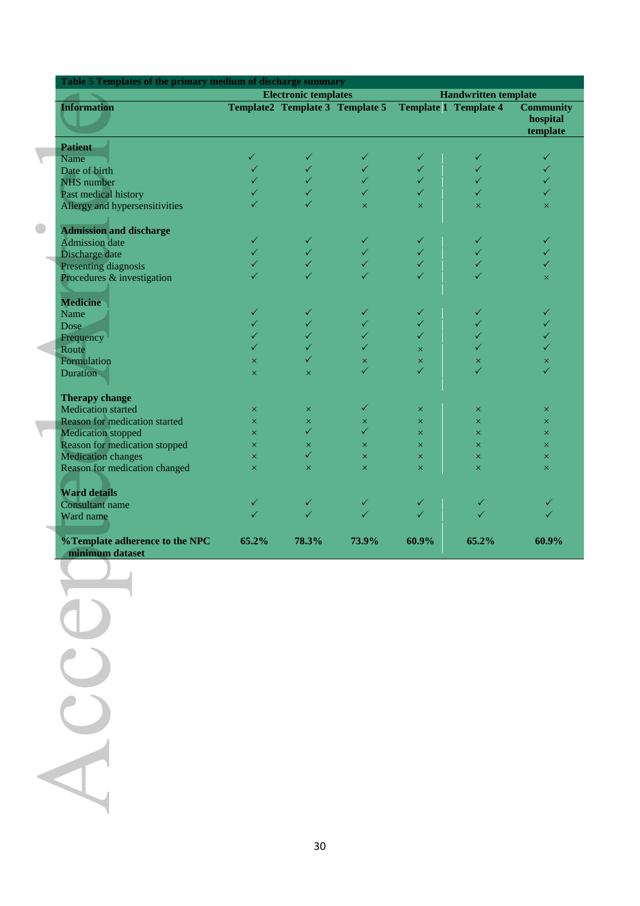Table 5 Templates of the primary medium of discharge summary

| Information | Electronic templates | | | Handwritten template | | |
|---|---|---|---|---|---|---|
| | Template2 | Template 3 | Template 5 | Template 1 | Template 4 | Community hospital template |
| **Patient** | | | | | | |
| Name | ✓ | ✓ | ✓ | ✓ | ✓ | ✓ |
| Date of birth | ✓ | ✓ | ✓ | ✓ | ✓ | ✓ |
| NHS number | ✓ | ✓ | ✓ | ✓ | ✓ | ✓ |
| Past medical history | ✓ | ✓ | ✓ | ✓ | ✓ | ✓ |
| Allergy and hypersensitivities | ✓ | ✓ | × | × | × | × |
| **Admission and discharge** | | | | | | |
| Admission date | ✓ | ✓ | ✓ | ✓ | ✓ | ✓ |
| Discharge date | ✓ | ✓ | ✓ | ✓ | ✓ | ✓ |
| Presenting diagnosis | ✓ | ✓ | ✓ | ✓ | ✓ | ✓ |
| Procedures & investigation | ✓ | ✓ | ✓ | ✓ | ✓ | × |
| **Medicine** | | | | | | |
| Name | ✓ | ✓ | ✓ | ✓ | ✓ | ✓ |
| Dose | ✓ | ✓ | ✓ | ✓ | ✓ | ✓ |
| Frequency | ✓ | ✓ | ✓ | ✓ | ✓ | ✓ |
| Route | ✓ | ✓ | ✓ | × | ✓ | ✓ |
| Formulation | × | ✓ | × | × | × | × |
| Duration | × | × | ✓ | ✓ | ✓ | ✓ |
| **Therapy change** | | | | | | |
| Medication started | × | × | ✓ | × | × | × |
| Reason for medication started | × | × | × | × | × | × |
| Medication stopped | × | ✓ | ✓ | × | × | × |
| Reason for medication stopped | × | × | × | × | × | × |
| Medication changes | × | ✓ | × | × | × | × |
| Reason for medication changed | × | × | × | × | × | × |
| **Ward details** | | | | | | |
| Consultant name | ✓ | ✓ | ✓ | ✓ | ✓ | ✓ |
| Ward name | ✓ | ✓ | ✓ | ✓ | ✓ | ✓ |
| **%Template adherence to the NPC minimum dataset** | **65.2%** | **78.3%** | **73.9%** | **60.9%** | **65.2%** | **60.9%** |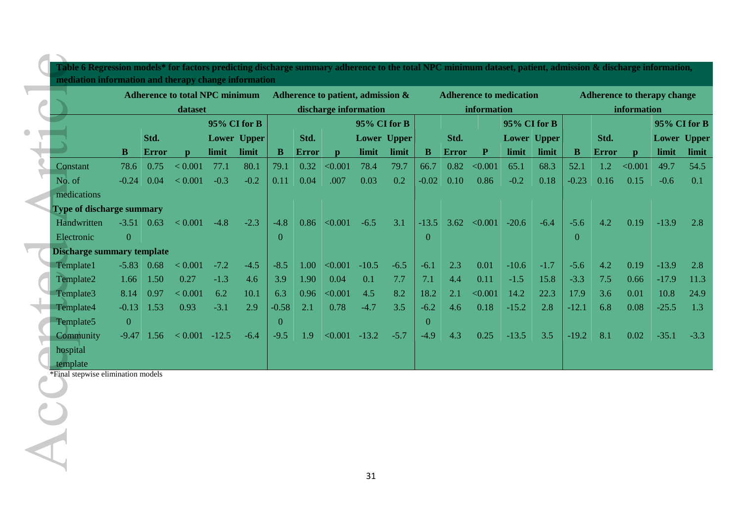**Table 6 Regression models* for factors predicting discharge summary adherence to the total NPC minimum dataset, patient, admission & discharge information, mediation information and therapy change information**

| | Adherence to total NPC minimum dataset | | | | | Adherence to patient, admission & discharge information | | | | | Adherence to medication information | | | | | Adherence to therapy change information | | | | |
|---|---|---|---|---|---|---|---|---|---|---|---|---|---|---|---|---|---|---|---|---|
| | | | | 95% CI for B | | | | | 95% CI for B | | | | | 95% CI for B | | | | | 95% CI for B | |
| | B | Std. Error | p | Lower limit | Upper limit | B | Std. Error | p | Lower limit | Upper limit | B | Std. Error | P | Lower limit | Upper limit | B | Std. Error | p | Lower limit | Upper limit |
| Constant | 78.6 | 0.75 | < 0.001 | 77.1 | 80.1 | 79.1 | 0.32 | <0.001 | 78.4 | 79.7 | 66.7 | 0.82 | <0.001 | 65.1 | 68.3 | 52.1 | 1.2 | <0.001 | 49.7 | 54.5 |
| No. of medications | -0.24 | 0.04 | < 0.001 | -0.3 | -0.2 | 0.11 | 0.04 | .007 | 0.03 | 0.2 | -0.02 | 0.10 | 0.86 | -0.2 | 0.18 | -0.23 | 0.16 | 0.15 | -0.6 | 0.1 |
| **Type of discharge summary** | | | | | | | | | | | | | | | | | | | | |
| Handwritten | -3.51 | 0.63 | < 0.001 | -4.8 | -2.3 | -4.8 | 0.86 | <0.001 | -6.5 | 3.1 | -13.5 | 3.62 | <0.001 | -20.6 | -6.4 | -5.6 | 4.2 | 0.19 | -13.9 | 2.8 |
| Electronic | 0 | | | | | 0 | | | | | 0 | | | | | 0 | | | | |
| **Discharge summary template** | | | | | | | | | | | | | | | | | | | | |
| Template1 | -5.83 | 0.68 | < 0.001 | -7.2 | -4.5 | -8.5 | 1.00 | <0.001 | -10.5 | -6.5 | -6.1 | 2.3 | 0.01 | -10.6 | -1.7 | -5.6 | 4.2 | 0.19 | -13.9 | 2.8 |
| Template2 | 1.66 | 1.50 | 0.27 | -1.3 | 4.6 | 3.9 | 1.90 | 0.04 | 0.1 | 7.7 | 7.1 | 4.4 | 0.11 | -1.5 | 15.8 | -3.3 | 7.5 | 0.66 | -17.9 | 11.3 |
| Template3 | 8.14 | 0.97 | < 0.001 | 6.2 | 10.1 | 6.3 | 0.96 | <0.001 | 4.5 | 8.2 | 18.2 | 2.1 | <0.001 | 14.2 | 22.3 | 17.9 | 3.6 | 0.01 | 10.8 | 24.9 |
| Template4 | -0.13 | 1.53 | 0.93 | -3.1 | 2.9 | -0.58 | 2.1 | 0.78 | -4.7 | 3.5 | -6.2 | 4.6 | 0.18 | -15.2 | 2.8 | -12.1 | 6.8 | 0.08 | -25.5 | 1.3 |
| Template5 | 0 | | | | | 0 | | | | | 0 | | | | | | | | | |
| Community hospital template | -9.47 | 1.56 | < 0.001 | -12.5 | -6.4 | -9.5 | 1.9 | <0.001 | -13.2 | -5.7 | -4.9 | 4.3 | 0.25 | -13.5 | 3.5 | -19.2 | 8.1 | 0.02 | -35.1 | -3.3 |

*Final stepwise elimination models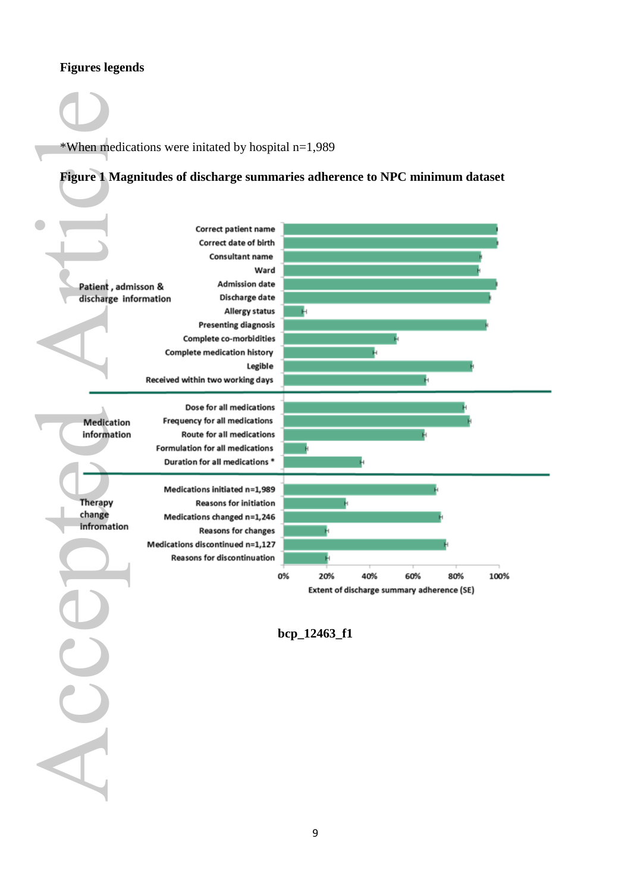## Figures legends

*When medications were initated by hospital n=1,989

**Figure 1 Magnitudes of discharge summaries adherence to NPC minimum dataset**

Patient , admisson & discharge information

Correct patient name
Correct date of birth
Consultant name
Ward
Admission date
Discharge date
Allergy status
Presenting diagnosis
Complete co-morbidities
Complete medication history
Legible
Received within two working days

Medication information

Dose for all medications
Frequency for all medications
Route for all medications
Formulation for all medications
Duration for all medications *

Therapy change infromation

Medications initiated n=1,989
Reasons for initiation
Medications changed n=1,246
Reasons for changes
Medications discontinued n=1,127
Reasons for discontinuation

0% 20% 40% 60% 80% 100%

Extent of discharge summary adherence (SE)

bcp_12463_f1